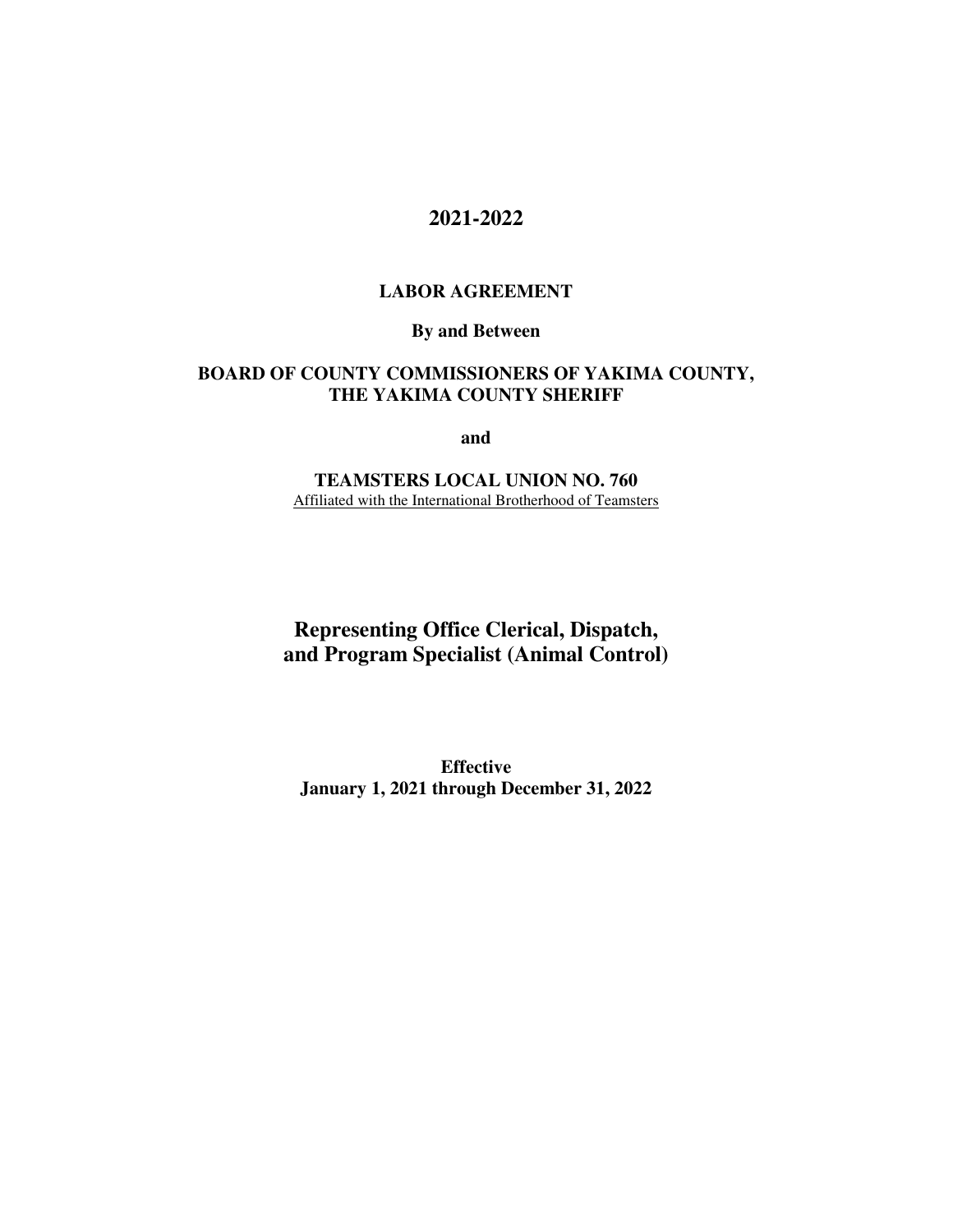# 2021-2022

## LABOR AGREEMENT

**By and Between**

**BOARD OF COUNTY COMMISSIONERS OF YAKIMA COUNTY, THE YAKIMA COUNTY SHERIFF**

**and**

**TEAMSTERS LOCAL UNION NO. 760**

Affiliated with the International Brotherhood of Teamsters

## Representing Office Clerical, Dispatch, and Program Specialist (Animal Control)

**Effective**
**January 1, 2021 through December 31, 2022**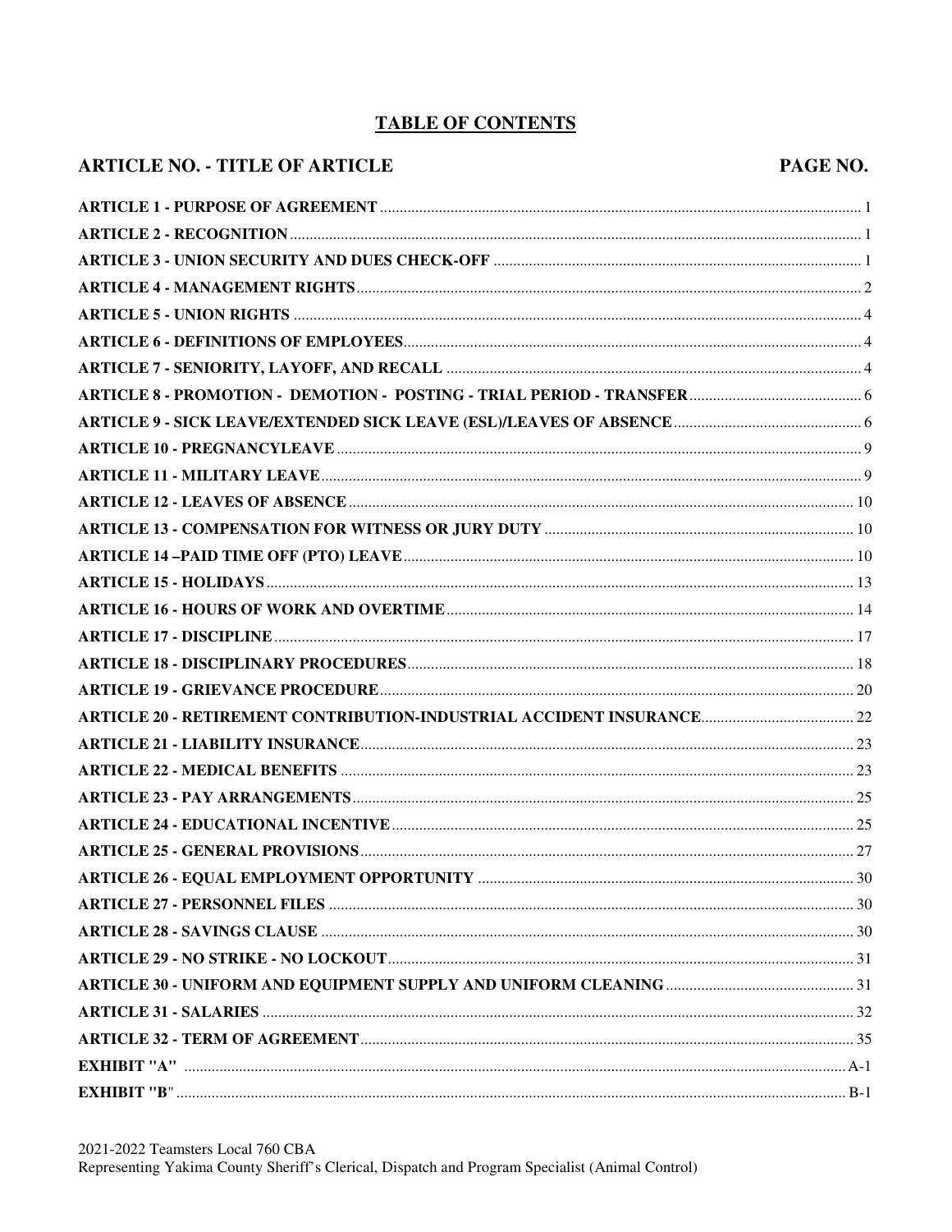# TABLE OF CONTENTS

| ARTICLE NO. - TITLE OF ARTICLE | PAGE NO. |
|---|---|
| **ARTICLE 1 - PURPOSE OF AGREEMENT** | 1 |
| **ARTICLE 2 - RECOGNITION** | 1 |
| **ARTICLE 3 - UNION SECURITY AND DUES CHECK-OFF** | 1 |
| **ARTICLE 4 - MANAGEMENT RIGHTS** | 2 |
| **ARTICLE 5 - UNION RIGHTS** | 4 |
| **ARTICLE 6 - DEFINITIONS OF EMPLOYEES** | 4 |
| **ARTICLE 7 - SENIORITY, LAYOFF, AND RECALL** | 4 |
| **ARTICLE 8 - PROMOTION - DEMOTION - POSTING - TRIAL PERIOD - TRANSFER** | 6 |
| **ARTICLE 9 - SICK LEAVE/EXTENDED SICK LEAVE (ESL)/LEAVES OF ABSENCE** | 6 |
| **ARTICLE 10 - PREGNANCYLEAVE** | 9 |
| **ARTICLE 11 - MILITARY LEAVE** | 9 |
| **ARTICLE 12 - LEAVES OF ABSENCE** | 10 |
| **ARTICLE 13 - COMPENSATION FOR WITNESS OR JURY DUTY** | 10 |
| **ARTICLE 14 –PAID TIME OFF (PTO) LEAVE** | 10 |
| **ARTICLE 15 - HOLIDAYS** | 13 |
| **ARTICLE 16 - HOURS OF WORK AND OVERTIME** | 14 |
| **ARTICLE 17 - DISCIPLINE** | 17 |
| **ARTICLE 18 - DISCIPLINARY PROCEDURES** | 18 |
| **ARTICLE 19 - GRIEVANCE PROCEDURE** | 20 |
| **ARTICLE 20 - RETIREMENT CONTRIBUTION-INDUSTRIAL ACCIDENT INSURANCE** | 22 |
| **ARTICLE 21 - LIABILITY INSURANCE** | 23 |
| **ARTICLE 22 - MEDICAL BENEFITS** | 23 |
| **ARTICLE 23 - PAY ARRANGEMENTS** | 25 |
| **ARTICLE 24 - EDUCATIONAL INCENTIVE** | 25 |
| **ARTICLE 25 - GENERAL PROVISIONS** | 27 |
| **ARTICLE 26 - EQUAL EMPLOYMENT OPPORTUNITY** | 30 |
| **ARTICLE 27 - PERSONNEL FILES** | 30 |
| **ARTICLE 28 - SAVINGS CLAUSE** | 30 |
| **ARTICLE 29 - NO STRIKE - NO LOCKOUT** | 31 |
| **ARTICLE 30 - UNIFORM AND EQUIPMENT SUPPLY AND UNIFORM CLEANING** | 31 |
| **ARTICLE 31 - SALARIES** | 32 |
| **ARTICLE 32 - TERM OF AGREEMENT** | 35 |
| **EXHIBIT "A"** | A-1 |
| **EXHIBIT "B"** | B-1 |

2021-2022 Teamsters Local 760 CBA
Representing Yakima County Sheriff's Clerical, Dispatch and Program Specialist (Animal Control)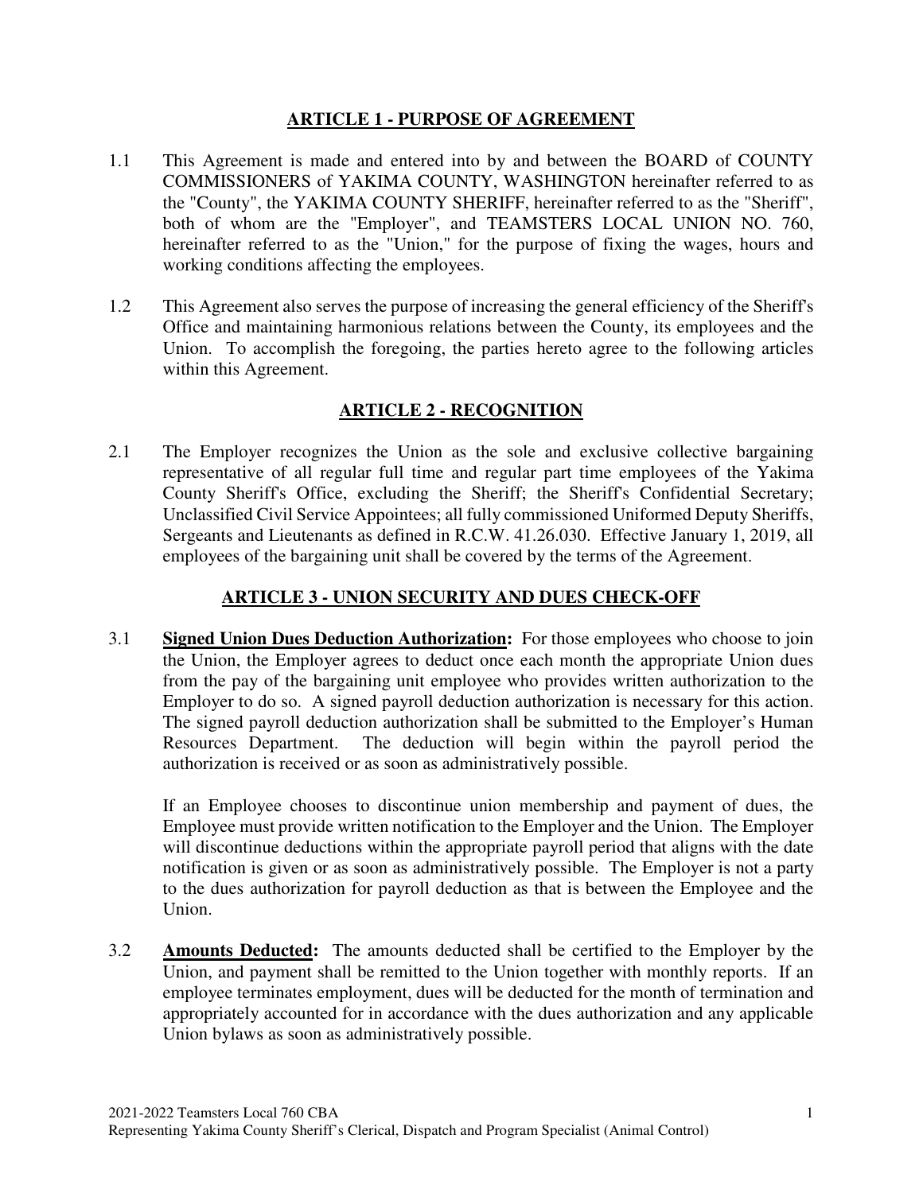## ARTICLE 1 - PURPOSE OF AGREEMENT

1.1 This Agreement is made and entered into by and between the BOARD of COUNTY COMMISSIONERS of YAKIMA COUNTY, WASHINGTON hereinafter referred to as the "County", the YAKIMA COUNTY SHERIFF, hereinafter referred to as the "Sheriff", both of whom are the "Employer", and TEAMSTERS LOCAL UNION NO. 760, hereinafter referred to as the "Union," for the purpose of fixing the wages, hours and working conditions affecting the employees.

1.2 This Agreement also serves the purpose of increasing the general efficiency of the Sheriff's Office and maintaining harmonious relations between the County, its employees and the Union. To accomplish the foregoing, the parties hereto agree to the following articles within this Agreement.

## ARTICLE 2 - RECOGNITION

2.1 The Employer recognizes the Union as the sole and exclusive collective bargaining representative of all regular full time and regular part time employees of the Yakima County Sheriff's Office, excluding the Sheriff; the Sheriff's Confidential Secretary; Unclassified Civil Service Appointees; all fully commissioned Uniformed Deputy Sheriffs, Sergeants and Lieutenants as defined in R.C.W. 41.26.030. Effective January 1, 2019, all employees of the bargaining unit shall be covered by the terms of the Agreement.

## ARTICLE 3 - UNION SECURITY AND DUES CHECK-OFF

3.1 **Signed Union Dues Deduction Authorization:** For those employees who choose to join the Union, the Employer agrees to deduct once each month the appropriate Union dues from the pay of the bargaining unit employee who provides written authorization to the Employer to do so. A signed payroll deduction authorization is necessary for this action. The signed payroll deduction authorization shall be submitted to the Employer's Human Resources Department. The deduction will begin within the payroll period the authorization is received or as soon as administratively possible.

If an Employee chooses to discontinue union membership and payment of dues, the Employee must provide written notification to the Employer and the Union. The Employer will discontinue deductions within the appropriate payroll period that aligns with the date notification is given or as soon as administratively possible. The Employer is not a party to the dues authorization for payroll deduction as that is between the Employee and the Union.

3.2 **Amounts Deducted:** The amounts deducted shall be certified to the Employer by the Union, and payment shall be remitted to the Union together with monthly reports. If an employee terminates employment, dues will be deducted for the month of termination and appropriately accounted for in accordance with the dues authorization and any applicable Union bylaws as soon as administratively possible.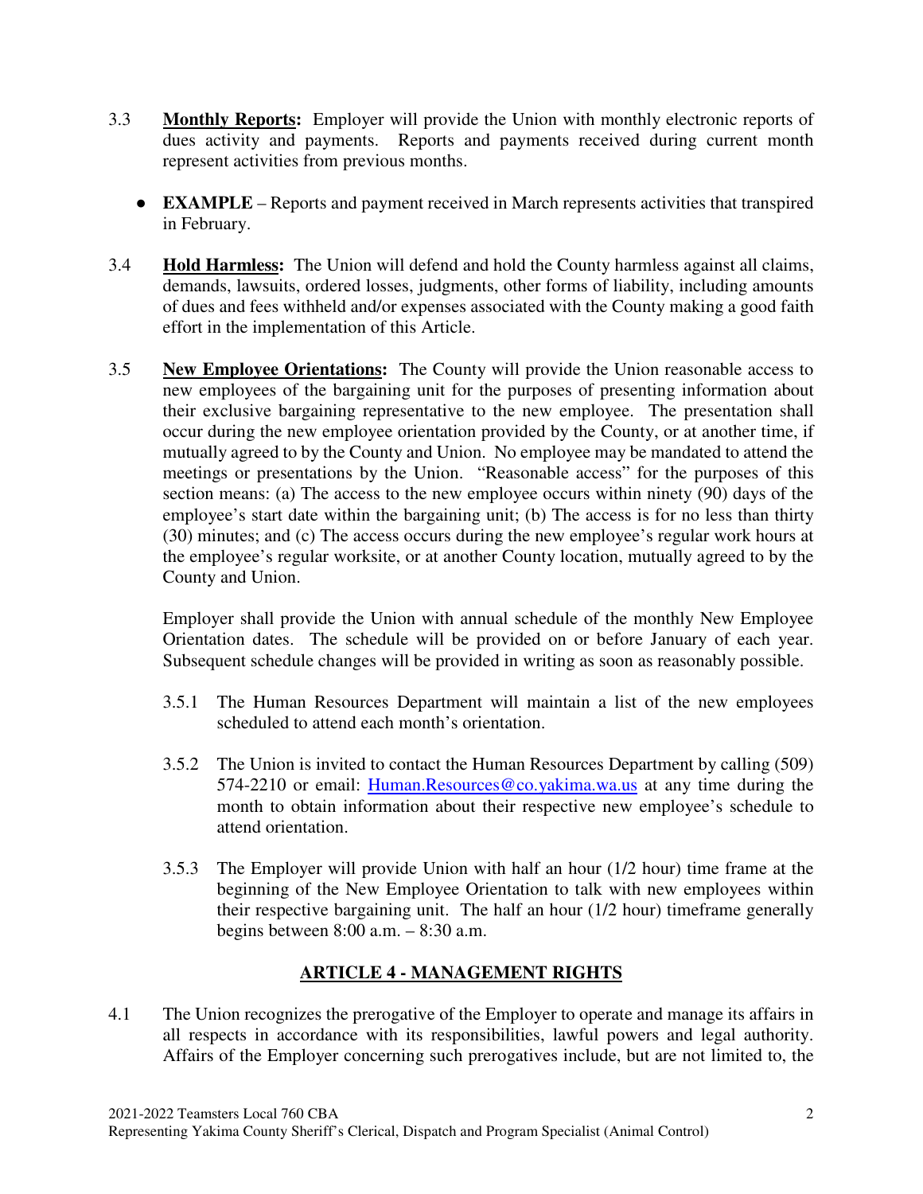3.3 **Monthly Reports:** Employer will provide the Union with monthly electronic reports of dues activity and payments. Reports and payments received during current month represent activities from previous months.

- **EXAMPLE** – Reports and payment received in March represents activities that transpired in February.

3.4 **Hold Harmless:** The Union will defend and hold the County harmless against all claims, demands, lawsuits, ordered losses, judgments, other forms of liability, including amounts of dues and fees withheld and/or expenses associated with the County making a good faith effort in the implementation of this Article.

3.5 **New Employee Orientations:** The County will provide the Union reasonable access to new employees of the bargaining unit for the purposes of presenting information about their exclusive bargaining representative to the new employee. The presentation shall occur during the new employee orientation provided by the County, or at another time, if mutually agreed to by the County and Union. No employee may be mandated to attend the meetings or presentations by the Union. "Reasonable access" for the purposes of this section means: (a) The access to the new employee occurs within ninety (90) days of the employee's start date within the bargaining unit; (b) The access is for no less than thirty (30) minutes; and (c) The access occurs during the new employee's regular work hours at the employee's regular worksite, or at another County location, mutually agreed to by the County and Union.

Employer shall provide the Union with annual schedule of the monthly New Employee Orientation dates. The schedule will be provided on or before January of each year. Subsequent schedule changes will be provided in writing as soon as reasonably possible.

3.5.1 The Human Resources Department will maintain a list of the new employees scheduled to attend each month's orientation.

3.5.2 The Union is invited to contact the Human Resources Department by calling (509) 574-2210 or email: [Human.Resources@co.yakima.wa.us](mailto:Human.Resources@co.yakima.wa.us) at any time during the month to obtain information about their respective new employee's schedule to attend orientation.

3.5.3 The Employer will provide Union with half an hour (1/2 hour) time frame at the beginning of the New Employee Orientation to talk with new employees within their respective bargaining unit. The half an hour (1/2 hour) timeframe generally begins between 8:00 a.m. – 8:30 a.m.

## ARTICLE 4 - MANAGEMENT RIGHTS

4.1 The Union recognizes the prerogative of the Employer to operate and manage its affairs in all respects in accordance with its responsibilities, lawful powers and legal authority. Affairs of the Employer concerning such prerogatives include, but are not limited to, the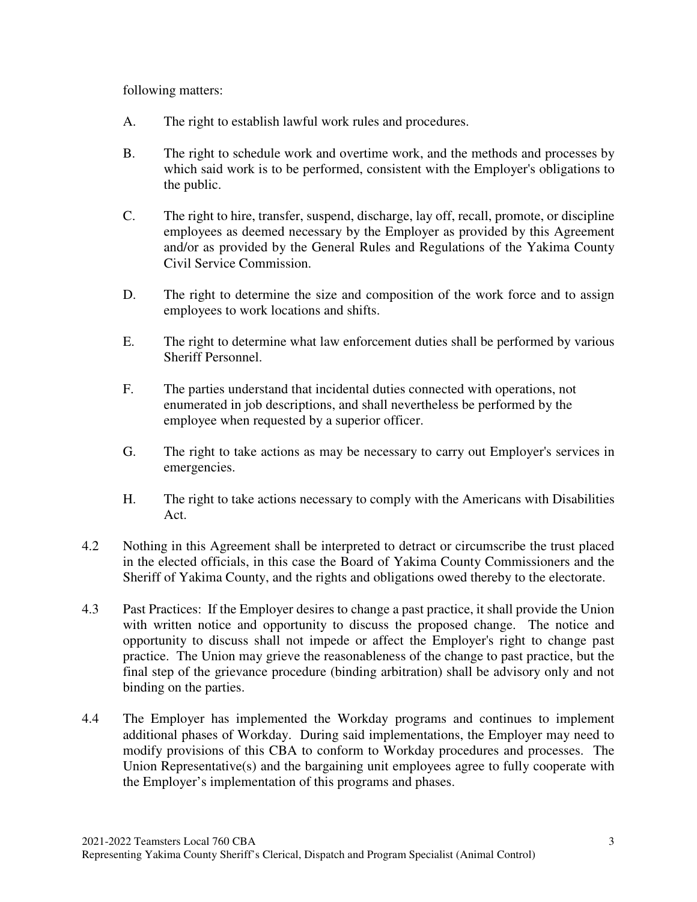following matters:

A. The right to establish lawful work rules and procedures.

B. The right to schedule work and overtime work, and the methods and processes by which said work is to be performed, consistent with the Employer's obligations to the public.

C. The right to hire, transfer, suspend, discharge, lay off, recall, promote, or discipline employees as deemed necessary by the Employer as provided by this Agreement and/or as provided by the General Rules and Regulations of the Yakima County Civil Service Commission.

D. The right to determine the size and composition of the work force and to assign employees to work locations and shifts.

E. The right to determine what law enforcement duties shall be performed by various Sheriff Personnel.

F. The parties understand that incidental duties connected with operations, not enumerated in job descriptions, and shall nevertheless be performed by the employee when requested by a superior officer.

G. The right to take actions as may be necessary to carry out Employer's services in emergencies.

H. The right to take actions necessary to comply with the Americans with Disabilities Act.

4.2 Nothing in this Agreement shall be interpreted to detract or circumscribe the trust placed in the elected officials, in this case the Board of Yakima County Commissioners and the Sheriff of Yakima County, and the rights and obligations owed thereby to the electorate.

4.3 Past Practices: If the Employer desires to change a past practice, it shall provide the Union with written notice and opportunity to discuss the proposed change. The notice and opportunity to discuss shall not impede or affect the Employer's right to change past practice. The Union may grieve the reasonableness of the change to past practice, but the final step of the grievance procedure (binding arbitration) shall be advisory only and not binding on the parties.

4.4 The Employer has implemented the Workday programs and continues to implement additional phases of Workday. During said implementations, the Employer may need to modify provisions of this CBA to conform to Workday procedures and processes. The Union Representative(s) and the bargaining unit employees agree to fully cooperate with the Employer's implementation of this programs and phases.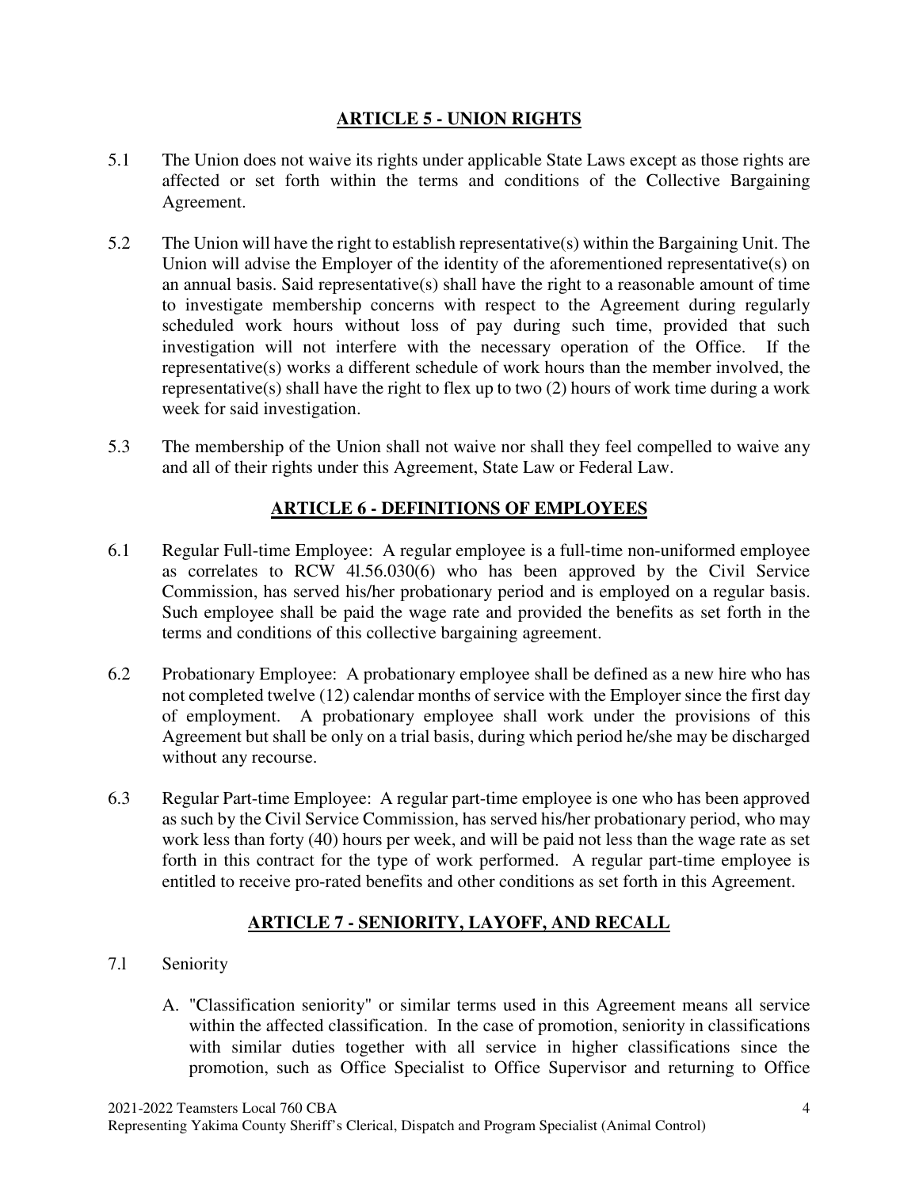## ARTICLE 5 - UNION RIGHTS

5.1 The Union does not waive its rights under applicable State Laws except as those rights are affected or set forth within the terms and conditions of the Collective Bargaining Agreement.

5.2 The Union will have the right to establish representative(s) within the Bargaining Unit. The Union will advise the Employer of the identity of the aforementioned representative(s) on an annual basis. Said representative(s) shall have the right to a reasonable amount of time to investigate membership concerns with respect to the Agreement during regularly scheduled work hours without loss of pay during such time, provided that such investigation will not interfere with the necessary operation of the Office. If the representative(s) works a different schedule of work hours than the member involved, the representative(s) shall have the right to flex up to two (2) hours of work time during a work week for said investigation.

5.3 The membership of the Union shall not waive nor shall they feel compelled to waive any and all of their rights under this Agreement, State Law or Federal Law.

## ARTICLE 6 - DEFINITIONS OF EMPLOYEES

6.1 Regular Full-time Employee: A regular employee is a full-time non-uniformed employee as correlates to RCW 4l.56.030(6) who has been approved by the Civil Service Commission, has served his/her probationary period and is employed on a regular basis. Such employee shall be paid the wage rate and provided the benefits as set forth in the terms and conditions of this collective bargaining agreement.

6.2 Probationary Employee: A probationary employee shall be defined as a new hire who has not completed twelve (12) calendar months of service with the Employer since the first day of employment. A probationary employee shall work under the provisions of this Agreement but shall be only on a trial basis, during which period he/she may be discharged without any recourse.

6.3 Regular Part-time Employee: A regular part-time employee is one who has been approved as such by the Civil Service Commission, has served his/her probationary period, who may work less than forty (40) hours per week, and will be paid not less than the wage rate as set forth in this contract for the type of work performed. A regular part-time employee is entitled to receive pro-rated benefits and other conditions as set forth in this Agreement.

## ARTICLE 7 - SENIORITY, LAYOFF, AND RECALL

7.1 Seniority

A. "Classification seniority" or similar terms used in this Agreement means all service within the affected classification. In the case of promotion, seniority in classifications with similar duties together with all service in higher classifications since the promotion, such as Office Specialist to Office Supervisor and returning to Office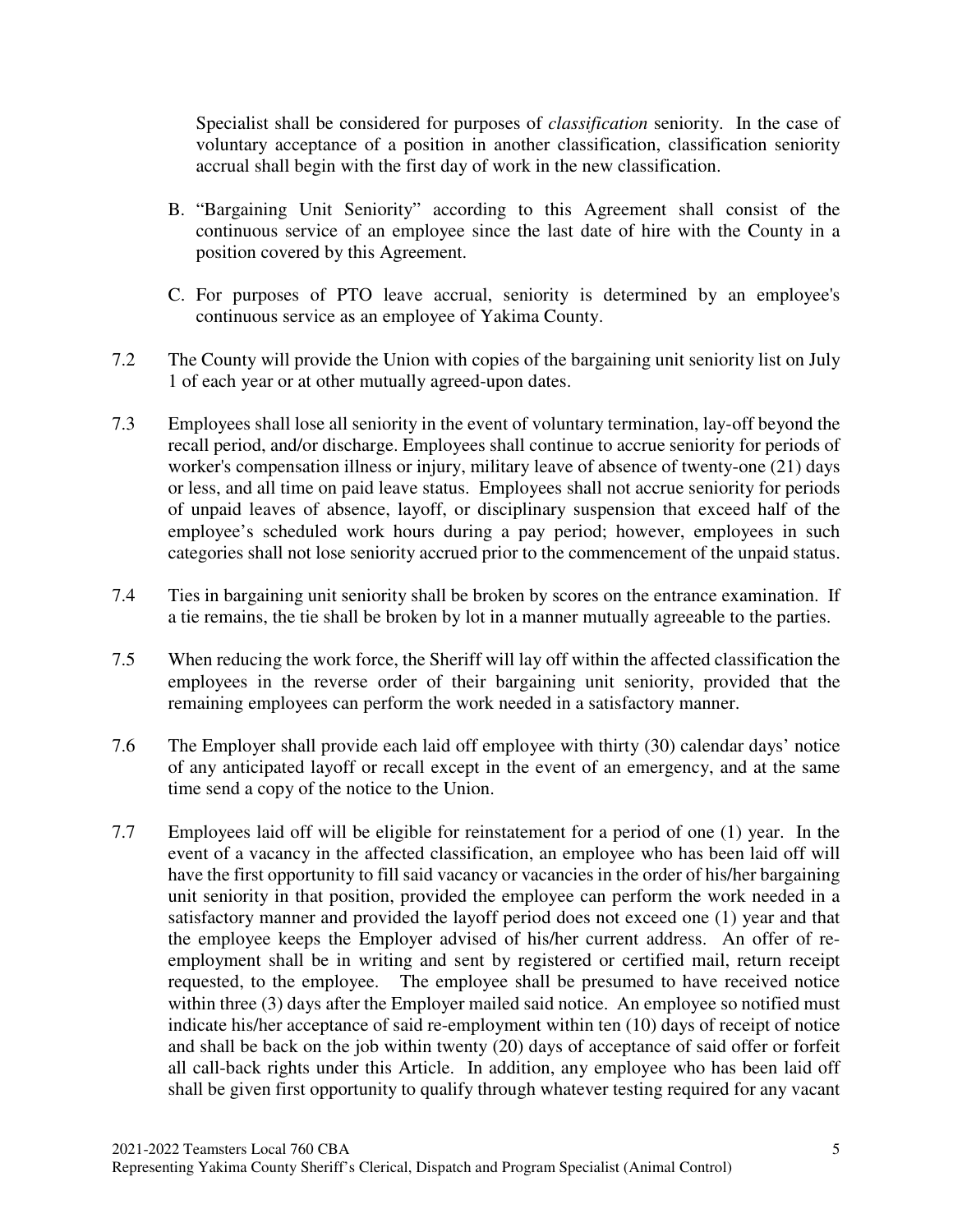Specialist shall be considered for purposes of *classification* seniority. In the case of voluntary acceptance of a position in another classification, classification seniority accrual shall begin with the first day of work in the new classification.

B. "Bargaining Unit Seniority" according to this Agreement shall consist of the continuous service of an employee since the last date of hire with the County in a position covered by this Agreement.

C. For purposes of PTO leave accrual, seniority is determined by an employee's continuous service as an employee of Yakima County.

7.2 The County will provide the Union with copies of the bargaining unit seniority list on July 1 of each year or at other mutually agreed-upon dates.

7.3 Employees shall lose all seniority in the event of voluntary termination, lay-off beyond the recall period, and/or discharge. Employees shall continue to accrue seniority for periods of worker's compensation illness or injury, military leave of absence of twenty-one (21) days or less, and all time on paid leave status. Employees shall not accrue seniority for periods of unpaid leaves of absence, layoff, or disciplinary suspension that exceed half of the employee's scheduled work hours during a pay period; however, employees in such categories shall not lose seniority accrued prior to the commencement of the unpaid status.

7.4 Ties in bargaining unit seniority shall be broken by scores on the entrance examination. If a tie remains, the tie shall be broken by lot in a manner mutually agreeable to the parties.

7.5 When reducing the work force, the Sheriff will lay off within the affected classification the employees in the reverse order of their bargaining unit seniority, provided that the remaining employees can perform the work needed in a satisfactory manner.

7.6 The Employer shall provide each laid off employee with thirty (30) calendar days' notice of any anticipated layoff or recall except in the event of an emergency, and at the same time send a copy of the notice to the Union.

7.7 Employees laid off will be eligible for reinstatement for a period of one (1) year. In the event of a vacancy in the affected classification, an employee who has been laid off will have the first opportunity to fill said vacancy or vacancies in the order of his/her bargaining unit seniority in that position, provided the employee can perform the work needed in a satisfactory manner and provided the layoff period does not exceed one (1) year and that the employee keeps the Employer advised of his/her current address. An offer of re-employment shall be in writing and sent by registered or certified mail, return receipt requested, to the employee. The employee shall be presumed to have received notice within three (3) days after the Employer mailed said notice. An employee so notified must indicate his/her acceptance of said re-employment within ten (10) days of receipt of notice and shall be back on the job within twenty (20) days of acceptance of said offer or forfeit all call-back rights under this Article. In addition, any employee who has been laid off shall be given first opportunity to qualify through whatever testing required for any vacant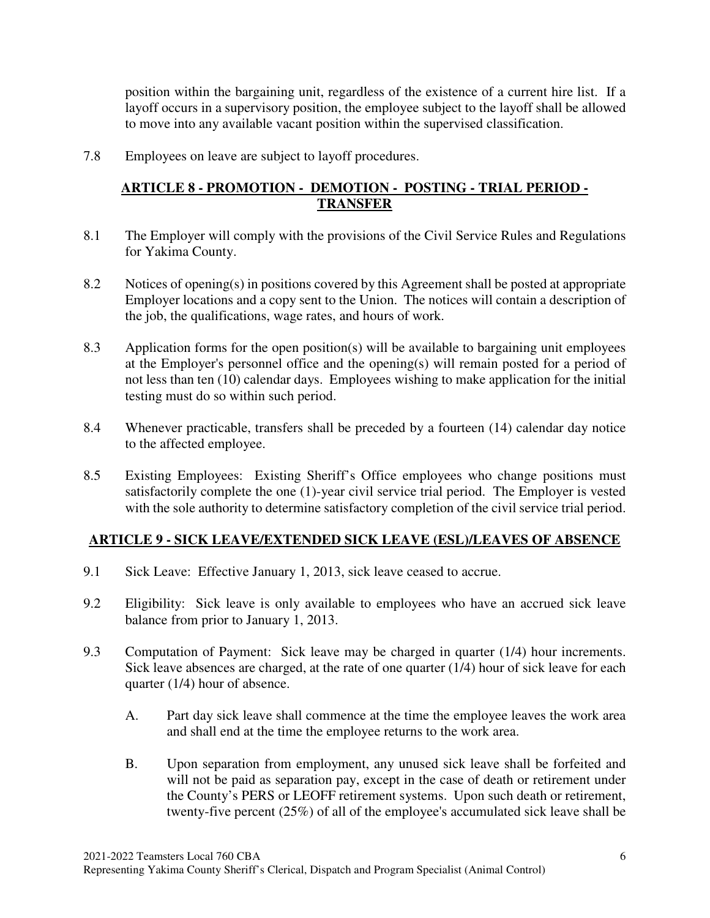position within the bargaining unit, regardless of the existence of a current hire list. If a layoff occurs in a supervisory position, the employee subject to the layoff shall be allowed to move into any available vacant position within the supervised classification.

7.8 Employees on leave are subject to layoff procedures.

## ARTICLE 8 - PROMOTION - DEMOTION - POSTING - TRIAL PERIOD - TRANSFER

8.1 The Employer will comply with the provisions of the Civil Service Rules and Regulations for Yakima County.

8.2 Notices of opening(s) in positions covered by this Agreement shall be posted at appropriate Employer locations and a copy sent to the Union. The notices will contain a description of the job, the qualifications, wage rates, and hours of work.

8.3 Application forms for the open position(s) will be available to bargaining unit employees at the Employer's personnel office and the opening(s) will remain posted for a period of not less than ten (10) calendar days. Employees wishing to make application for the initial testing must do so within such period.

8.4 Whenever practicable, transfers shall be preceded by a fourteen (14) calendar day notice to the affected employee.

8.5 Existing Employees: Existing Sheriff's Office employees who change positions must satisfactorily complete the one (1)-year civil service trial period. The Employer is vested with the sole authority to determine satisfactory completion of the civil service trial period.

## ARTICLE 9 - SICK LEAVE/EXTENDED SICK LEAVE (ESL)/LEAVES OF ABSENCE

9.1 Sick Leave: Effective January 1, 2013, sick leave ceased to accrue.

9.2 Eligibility: Sick leave is only available to employees who have an accrued sick leave balance from prior to January 1, 2013.

9.3 Computation of Payment: Sick leave may be charged in quarter (1/4) hour increments. Sick leave absences are charged, at the rate of one quarter (1/4) hour of sick leave for each quarter (1/4) hour of absence.

A. Part day sick leave shall commence at the time the employee leaves the work area and shall end at the time the employee returns to the work area.

B. Upon separation from employment, any unused sick leave shall be forfeited and will not be paid as separation pay, except in the case of death or retirement under the County's PERS or LEOFF retirement systems. Upon such death or retirement, twenty-five percent (25%) of all of the employee's accumulated sick leave shall be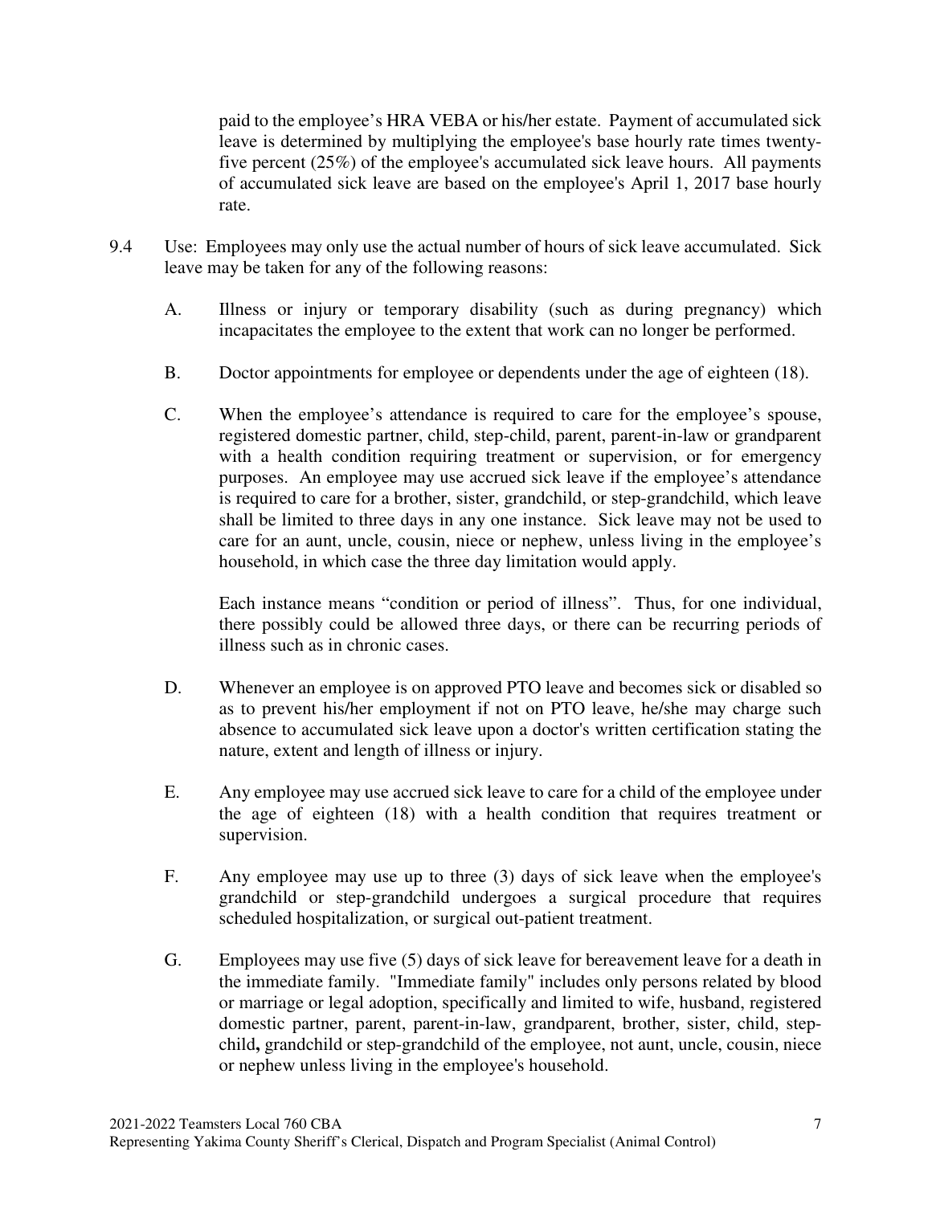paid to the employee's HRA VEBA or his/her estate. Payment of accumulated sick leave is determined by multiplying the employee's base hourly rate times twenty-five percent (25%) of the employee's accumulated sick leave hours. All payments of accumulated sick leave are based on the employee's April 1, 2017 base hourly rate.

9.4 Use: Employees may only use the actual number of hours of sick leave accumulated. Sick leave may be taken for any of the following reasons:

A. Illness or injury or temporary disability (such as during pregnancy) which incapacitates the employee to the extent that work can no longer be performed.

B. Doctor appointments for employee or dependents under the age of eighteen (18).

C. When the employee's attendance is required to care for the employee's spouse, registered domestic partner, child, step-child, parent, parent-in-law or grandparent with a health condition requiring treatment or supervision, or for emergency purposes. An employee may use accrued sick leave if the employee's attendance is required to care for a brother, sister, grandchild, or step-grandchild, which leave shall be limited to three days in any one instance. Sick leave may not be used to care for an aunt, uncle, cousin, niece or nephew, unless living in the employee's household, in which case the three day limitation would apply.

   Each instance means "condition or period of illness". Thus, for one individual, there possibly could be allowed three days, or there can be recurring periods of illness such as in chronic cases.

D. Whenever an employee is on approved PTO leave and becomes sick or disabled so as to prevent his/her employment if not on PTO leave, he/she may charge such absence to accumulated sick leave upon a doctor's written certification stating the nature, extent and length of illness or injury.

E. Any employee may use accrued sick leave to care for a child of the employee under the age of eighteen (18) with a health condition that requires treatment or supervision.

F. Any employee may use up to three (3) days of sick leave when the employee's grandchild or step-grandchild undergoes a surgical procedure that requires scheduled hospitalization, or surgical out-patient treatment.

G. Employees may use five (5) days of sick leave for bereavement leave for a death in the immediate family. "Immediate family" includes only persons related by blood or marriage or legal adoption, specifically and limited to wife, husband, registered domestic partner, parent, parent-in-law, grandparent, brother, sister, child, step-child**,** grandchild or step-grandchild of the employee, not aunt, uncle, cousin, niece or nephew unless living in the employee's household.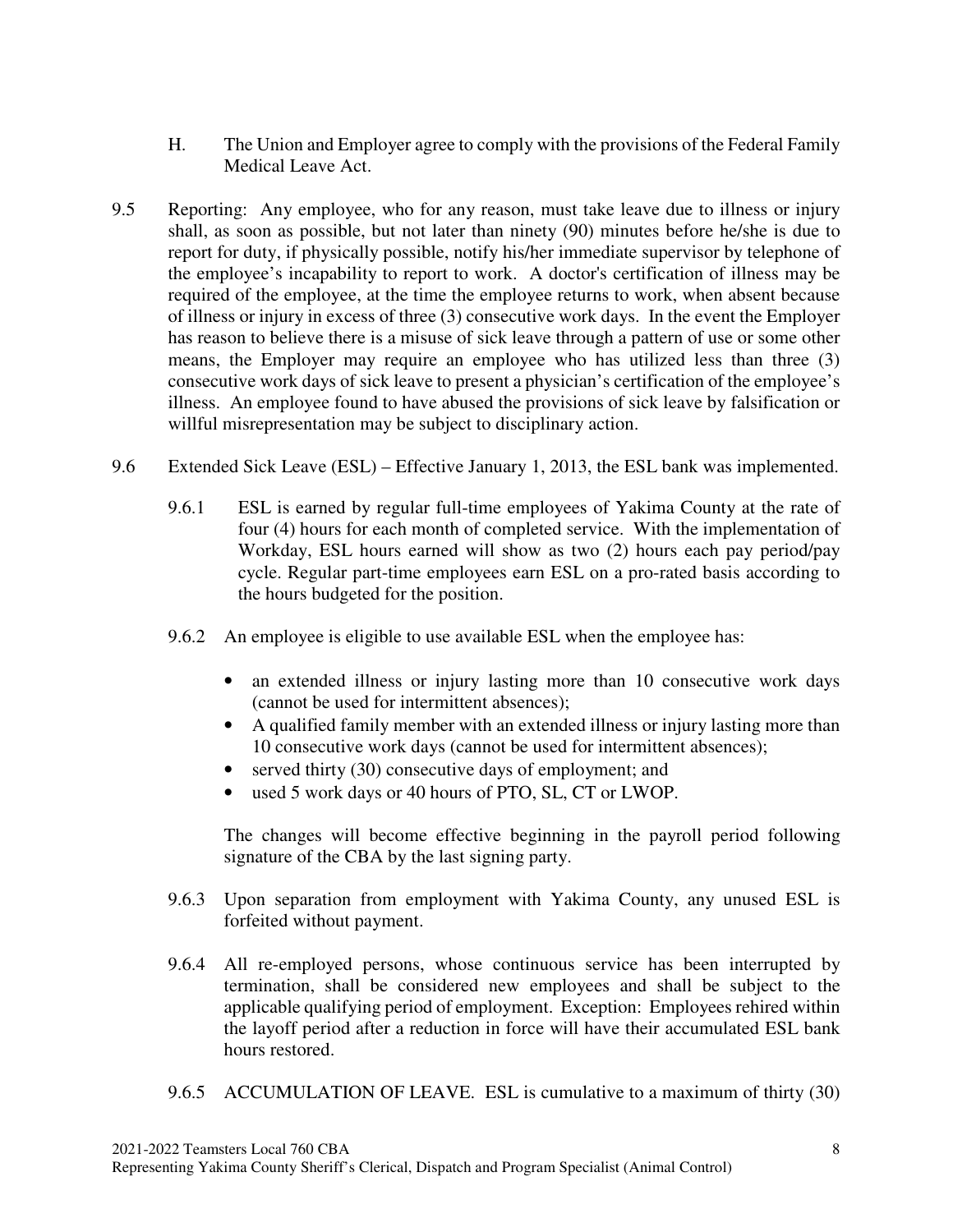H. The Union and Employer agree to comply with the provisions of the Federal Family Medical Leave Act.

9.5 Reporting: Any employee, who for any reason, must take leave due to illness or injury shall, as soon as possible, but not later than ninety (90) minutes before he/she is due to report for duty, if physically possible, notify his/her immediate supervisor by telephone of the employee's incapability to report to work. A doctor's certification of illness may be required of the employee, at the time the employee returns to work, when absent because of illness or injury in excess of three (3) consecutive work days. In the event the Employer has reason to believe there is a misuse of sick leave through a pattern of use or some other means, the Employer may require an employee who has utilized less than three (3) consecutive work days of sick leave to present a physician's certification of the employee's illness. An employee found to have abused the provisions of sick leave by falsification or willful misrepresentation may be subject to disciplinary action.

9.6 Extended Sick Leave (ESL) – Effective January 1, 2013, the ESL bank was implemented.

9.6.1 ESL is earned by regular full-time employees of Yakima County at the rate of four (4) hours for each month of completed service. With the implementation of Workday, ESL hours earned will show as two (2) hours each pay period/pay cycle. Regular part-time employees earn ESL on a pro-rated basis according to the hours budgeted for the position.

9.6.2 An employee is eligible to use available ESL when the employee has:

- an extended illness or injury lasting more than 10 consecutive work days (cannot be used for intermittent absences);
- A qualified family member with an extended illness or injury lasting more than 10 consecutive work days (cannot be used for intermittent absences);
- served thirty (30) consecutive days of employment; and
- used 5 work days or 40 hours of PTO, SL, CT or LWOP.

The changes will become effective beginning in the payroll period following signature of the CBA by the last signing party.

9.6.3 Upon separation from employment with Yakima County, any unused ESL is forfeited without payment.

9.6.4 All re-employed persons, whose continuous service has been interrupted by termination, shall be considered new employees and shall be subject to the applicable qualifying period of employment. Exception: Employees rehired within the layoff period after a reduction in force will have their accumulated ESL bank hours restored.

9.6.5 ACCUMULATION OF LEAVE. ESL is cumulative to a maximum of thirty (30)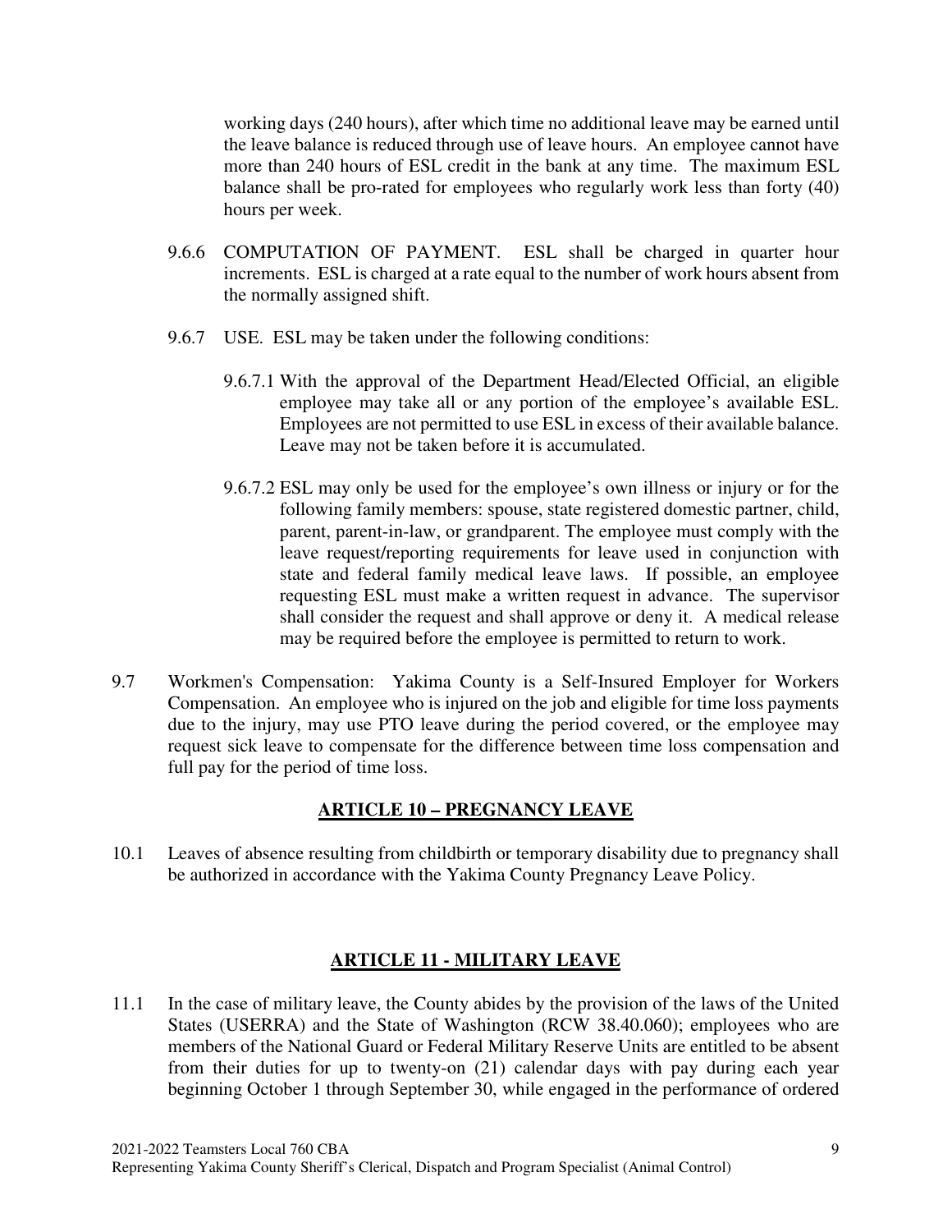working days (240 hours), after which time no additional leave may be earned until the leave balance is reduced through use of leave hours. An employee cannot have more than 240 hours of ESL credit in the bank at any time. The maximum ESL balance shall be pro-rated for employees who regularly work less than forty (40) hours per week.

9.6.6 COMPUTATION OF PAYMENT. ESL shall be charged in quarter hour increments. ESL is charged at a rate equal to the number of work hours absent from the normally assigned shift.

9.6.7 USE. ESL may be taken under the following conditions:

9.6.7.1 With the approval of the Department Head/Elected Official, an eligible employee may take all or any portion of the employee's available ESL. Employees are not permitted to use ESL in excess of their available balance. Leave may not be taken before it is accumulated.

9.6.7.2 ESL may only be used for the employee's own illness or injury or for the following family members: spouse, state registered domestic partner, child, parent, parent-in-law, or grandparent. The employee must comply with the leave request/reporting requirements for leave used in conjunction with state and federal family medical leave laws. If possible, an employee requesting ESL must make a written request in advance. The supervisor shall consider the request and shall approve or deny it. A medical release may be required before the employee is permitted to return to work.

9.7 Workmen's Compensation: Yakima County is a Self-Insured Employer for Workers Compensation. An employee who is injured on the job and eligible for time loss payments due to the injury, may use PTO leave during the period covered, or the employee may request sick leave to compensate for the difference between time loss compensation and full pay for the period of time loss.

## ARTICLE 10 – PREGNANCY LEAVE

10.1 Leaves of absence resulting from childbirth or temporary disability due to pregnancy shall be authorized in accordance with the Yakima County Pregnancy Leave Policy.

## ARTICLE 11 - MILITARY LEAVE

11.1 In the case of military leave, the County abides by the provision of the laws of the United States (USERRA) and the State of Washington (RCW 38.40.060); employees who are members of the National Guard or Federal Military Reserve Units are entitled to be absent from their duties for up to twenty-on (21) calendar days with pay during each year beginning October 1 through September 30, while engaged in the performance of ordered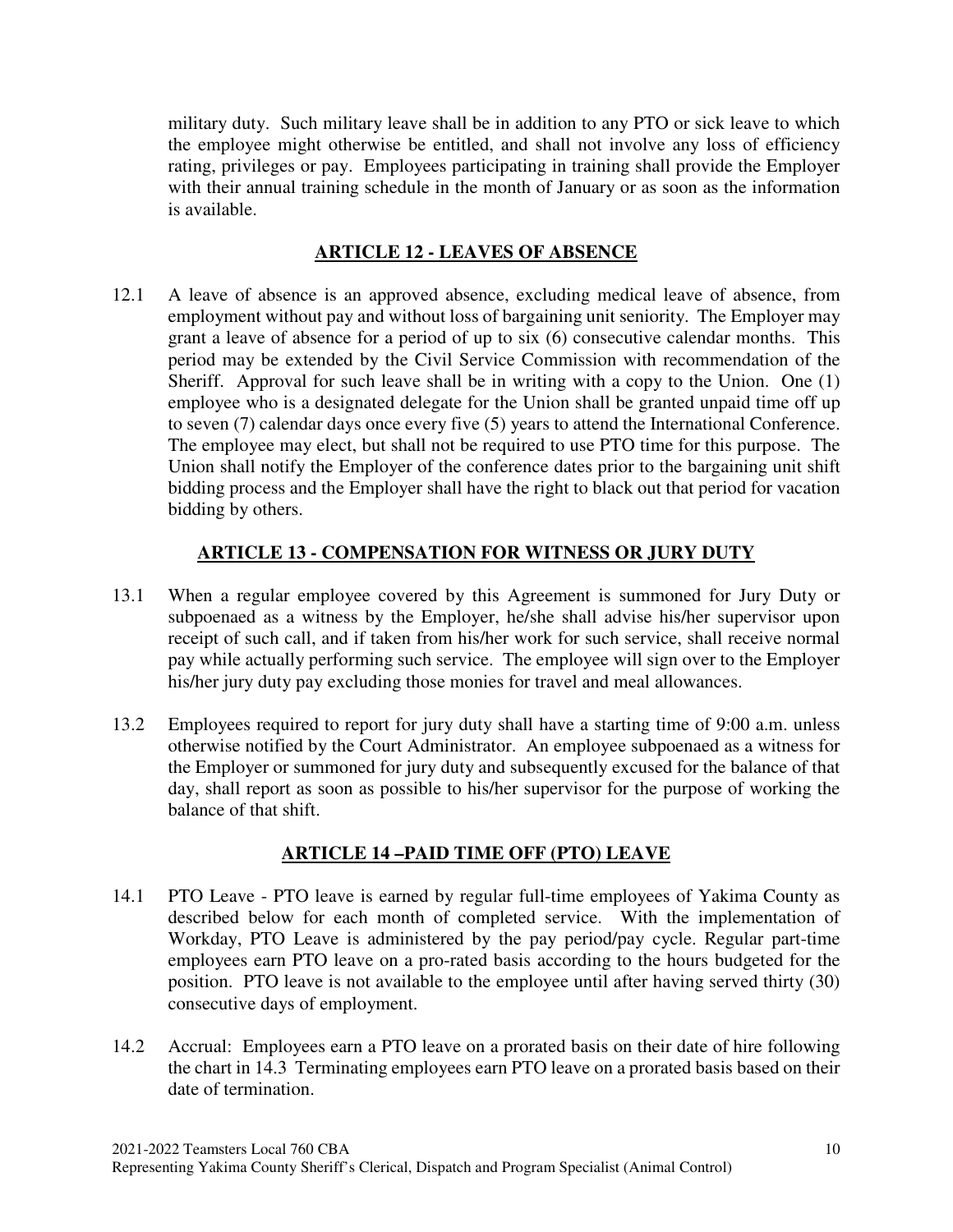military duty. Such military leave shall be in addition to any PTO or sick leave to which the employee might otherwise be entitled, and shall not involve any loss of efficiency rating, privileges or pay. Employees participating in training shall provide the Employer with their annual training schedule in the month of January or as soon as the information is available.

## ARTICLE 12 - LEAVES OF ABSENCE

12.1 A leave of absence is an approved absence, excluding medical leave of absence, from employment without pay and without loss of bargaining unit seniority. The Employer may grant a leave of absence for a period of up to six (6) consecutive calendar months. This period may be extended by the Civil Service Commission with recommendation of the Sheriff. Approval for such leave shall be in writing with a copy to the Union. One (1) employee who is a designated delegate for the Union shall be granted unpaid time off up to seven (7) calendar days once every five (5) years to attend the International Conference. The employee may elect, but shall not be required to use PTO time for this purpose. The Union shall notify the Employer of the conference dates prior to the bargaining unit shift bidding process and the Employer shall have the right to black out that period for vacation bidding by others.

## ARTICLE 13 - COMPENSATION FOR WITNESS OR JURY DUTY

13.1 When a regular employee covered by this Agreement is summoned for Jury Duty or subpoenaed as a witness by the Employer, he/she shall advise his/her supervisor upon receipt of such call, and if taken from his/her work for such service, shall receive normal pay while actually performing such service. The employee will sign over to the Employer his/her jury duty pay excluding those monies for travel and meal allowances.

13.2 Employees required to report for jury duty shall have a starting time of 9:00 a.m. unless otherwise notified by the Court Administrator. An employee subpoenaed as a witness for the Employer or summoned for jury duty and subsequently excused for the balance of that day, shall report as soon as possible to his/her supervisor for the purpose of working the balance of that shift.

## ARTICLE 14 –PAID TIME OFF (PTO) LEAVE

14.1 PTO Leave - PTO leave is earned by regular full-time employees of Yakima County as described below for each month of completed service. With the implementation of Workday, PTO Leave is administered by the pay period/pay cycle. Regular part-time employees earn PTO leave on a pro-rated basis according to the hours budgeted for the position. PTO leave is not available to the employee until after having served thirty (30) consecutive days of employment.

14.2 Accrual: Employees earn a PTO leave on a prorated basis on their date of hire following the chart in 14.3 Terminating employees earn PTO leave on a prorated basis based on their date of termination.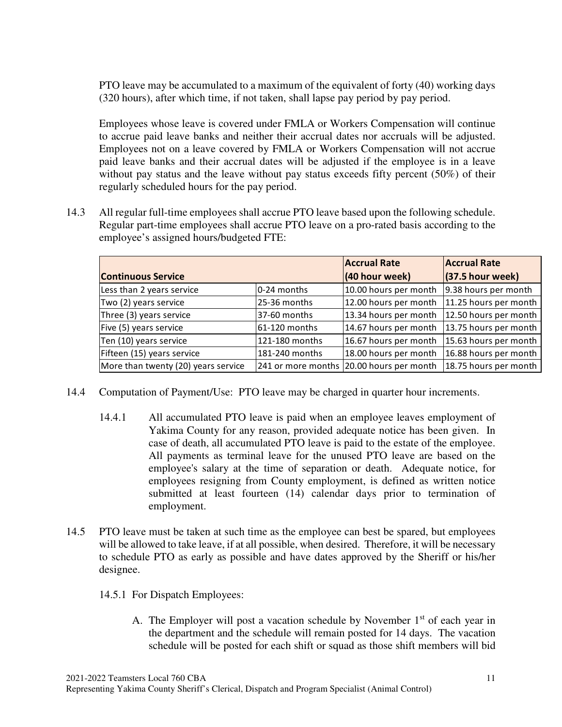PTO leave may be accumulated to a maximum of the equivalent of forty (40) working days (320 hours), after which time, if not taken, shall lapse pay period by pay period.

Employees whose leave is covered under FMLA or Workers Compensation will continue to accrue paid leave banks and neither their accrual dates nor accruals will be adjusted. Employees not on a leave covered by FMLA or Workers Compensation will not accrue paid leave banks and their accrual dates will be adjusted if the employee is in a leave without pay status and the leave without pay status exceeds fifty percent (50%) of their regularly scheduled hours for the pay period.

14.3 All regular full-time employees shall accrue PTO leave based upon the following schedule. Regular part-time employees shall accrue PTO leave on a pro-rated basis according to the employee's assigned hours/budgeted FTE:

| Continuous Service | | Accrual Rate (40 hour week) | Accrual Rate (37.5 hour week) |
|---|---|---|---|
| Less than 2 years service | 0-24 months | 10.00 hours per month | 9.38 hours per month |
| Two (2) years service | 25-36 months | 12.00 hours per month | 11.25 hours per month |
| Three (3) years service | 37-60 months | 13.34 hours per month | 12.50 hours per month |
| Five (5) years service | 61-120 months | 14.67 hours per month | 13.75 hours per month |
| Ten (10) years service | 121-180 months | 16.67 hours per month | 15.63 hours per month |
| Fifteen (15) years service | 181-240 months | 18.00 hours per month | 16.88 hours per month |
| More than twenty (20) years service | 241 or more months | 20.00 hours per month | 18.75 hours per month |

14.4 Computation of Payment/Use: PTO leave may be charged in quarter hour increments.

14.4.1 All accumulated PTO leave is paid when an employee leaves employment of Yakima County for any reason, provided adequate notice has been given. In case of death, all accumulated PTO leave is paid to the estate of the employee. All payments as terminal leave for the unused PTO leave are based on the employee's salary at the time of separation or death. Adequate notice, for employees resigning from County employment, is defined as written notice submitted at least fourteen (14) calendar days prior to termination of employment.

14.5 PTO leave must be taken at such time as the employee can best be spared, but employees will be allowed to take leave, if at all possible, when desired. Therefore, it will be necessary to schedule PTO as early as possible and have dates approved by the Sheriff or his/her designee.

14.5.1 For Dispatch Employees:

A. The Employer will post a vacation schedule by November 1st of each year in the department and the schedule will remain posted for 14 days. The vacation schedule will be posted for each shift or squad as those shift members will bid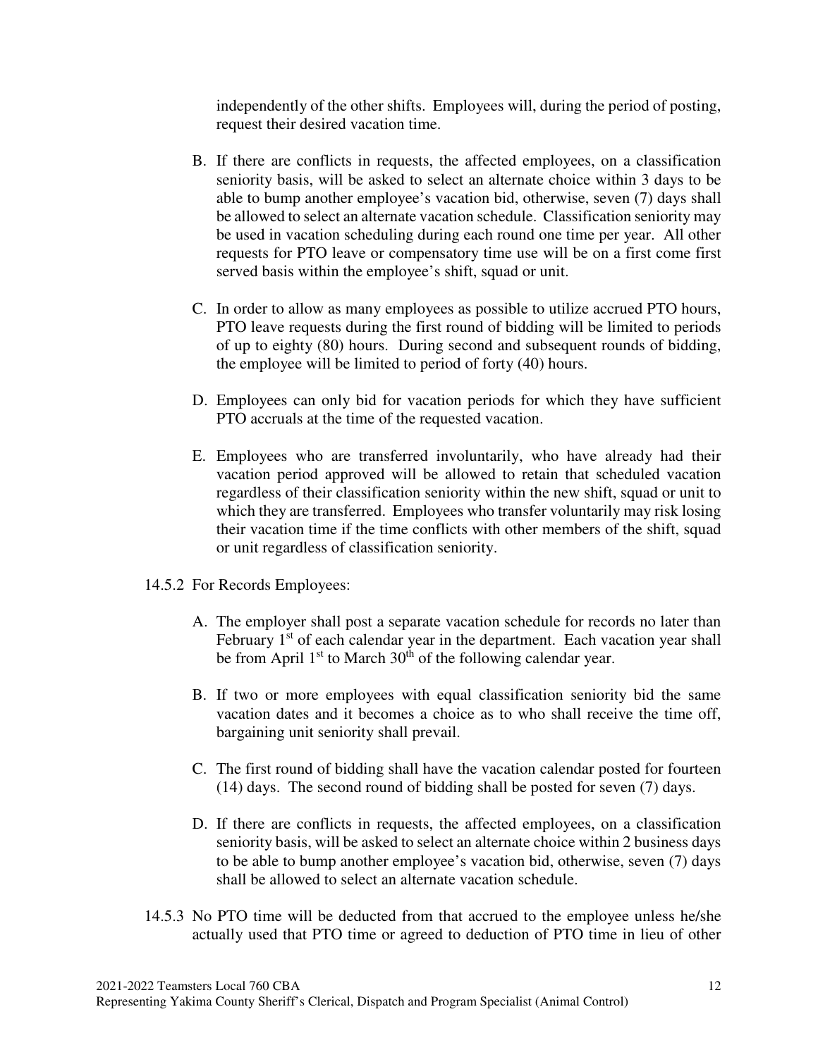independently of the other shifts. Employees will, during the period of posting, request their desired vacation time.

B. If there are conflicts in requests, the affected employees, on a classification seniority basis, will be asked to select an alternate choice within 3 days to be able to bump another employee's vacation bid, otherwise, seven (7) days shall be allowed to select an alternate vacation schedule. Classification seniority may be used in vacation scheduling during each round one time per year. All other requests for PTO leave or compensatory time use will be on a first come first served basis within the employee's shift, squad or unit.

C. In order to allow as many employees as possible to utilize accrued PTO hours, PTO leave requests during the first round of bidding will be limited to periods of up to eighty (80) hours. During second and subsequent rounds of bidding, the employee will be limited to period of forty (40) hours.

D. Employees can only bid for vacation periods for which they have sufficient PTO accruals at the time of the requested vacation.

E. Employees who are transferred involuntarily, who have already had their vacation period approved will be allowed to retain that scheduled vacation regardless of their classification seniority within the new shift, squad or unit to which they are transferred. Employees who transfer voluntarily may risk losing their vacation time if the time conflicts with other members of the shift, squad or unit regardless of classification seniority.

14.5.2 For Records Employees:

A. The employer shall post a separate vacation schedule for records no later than February 1st of each calendar year in the department. Each vacation year shall be from April 1st to March 30th of the following calendar year.

B. If two or more employees with equal classification seniority bid the same vacation dates and it becomes a choice as to who shall receive the time off, bargaining unit seniority shall prevail.

C. The first round of bidding shall have the vacation calendar posted for fourteen (14) days. The second round of bidding shall be posted for seven (7) days.

D. If there are conflicts in requests, the affected employees, on a classification seniority basis, will be asked to select an alternate choice within 2 business days to be able to bump another employee's vacation bid, otherwise, seven (7) days shall be allowed to select an alternate vacation schedule.

14.5.3 No PTO time will be deducted from that accrued to the employee unless he/she actually used that PTO time or agreed to deduction of PTO time in lieu of other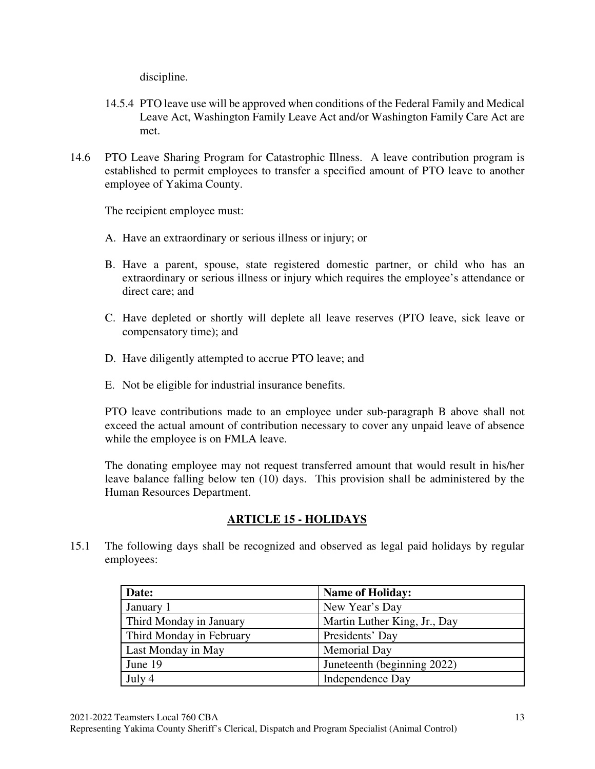discipline.

14.5.4 PTO leave use will be approved when conditions of the Federal Family and Medical Leave Act, Washington Family Leave Act and/or Washington Family Care Act are met.

14.6 PTO Leave Sharing Program for Catastrophic Illness. A leave contribution program is established to permit employees to transfer a specified amount of PTO leave to another employee of Yakima County.

The recipient employee must:

A. Have an extraordinary or serious illness or injury; or

B. Have a parent, spouse, state registered domestic partner, or child who has an extraordinary or serious illness or injury which requires the employee's attendance or direct care; and

C. Have depleted or shortly will deplete all leave reserves (PTO leave, sick leave or compensatory time); and

D. Have diligently attempted to accrue PTO leave; and

E. Not be eligible for industrial insurance benefits.

PTO leave contributions made to an employee under sub-paragraph B above shall not exceed the actual amount of contribution necessary to cover any unpaid leave of absence while the employee is on FMLA leave.

The donating employee may not request transferred amount that would result in his/her leave balance falling below ten (10) days. This provision shall be administered by the Human Resources Department.

## ARTICLE 15 - HOLIDAYS

15.1 The following days shall be recognized and observed as legal paid holidays by regular employees:

| Date: | Name of Holiday: |
|---|---|
| January 1 | New Year's Day |
| Third Monday in January | Martin Luther King, Jr., Day |
| Third Monday in February | Presidents' Day |
| Last Monday in May | Memorial Day |
| June 19 | Juneteenth (beginning 2022) |
| July 4 | Independence Day |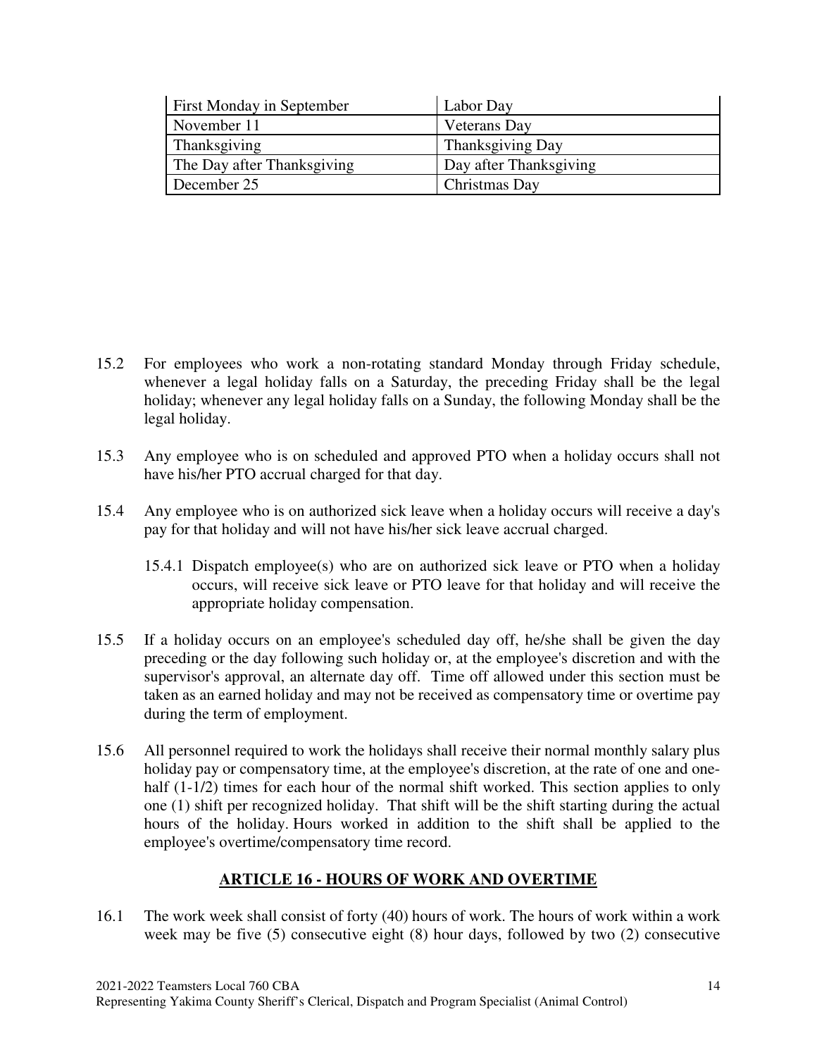| First Monday in September | Labor Day |
|---|---|
| November 11 | Veterans Day |
| Thanksgiving | Thanksgiving Day |
| The Day after Thanksgiving | Day after Thanksgiving |
| December 25 | Christmas Day |

15.2 For employees who work a non-rotating standard Monday through Friday schedule, whenever a legal holiday falls on a Saturday, the preceding Friday shall be the legal holiday; whenever any legal holiday falls on a Sunday, the following Monday shall be the legal holiday.

15.3 Any employee who is on scheduled and approved PTO when a holiday occurs shall not have his/her PTO accrual charged for that day.

15.4 Any employee who is on authorized sick leave when a holiday occurs will receive a day's pay for that holiday and will not have his/her sick leave accrual charged.

15.4.1 Dispatch employee(s) who are on authorized sick leave or PTO when a holiday occurs, will receive sick leave or PTO leave for that holiday and will receive the appropriate holiday compensation.

15.5 If a holiday occurs on an employee's scheduled day off, he/she shall be given the day preceding or the day following such holiday or, at the employee's discretion and with the supervisor's approval, an alternate day off. Time off allowed under this section must be taken as an earned holiday and may not be received as compensatory time or overtime pay during the term of employment.

15.6 All personnel required to work the holidays shall receive their normal monthly salary plus holiday pay or compensatory time, at the employee's discretion, at the rate of one and one-half (1-1/2) times for each hour of the normal shift worked. This section applies to only one (1) shift per recognized holiday. That shift will be the shift starting during the actual hours of the holiday. Hours worked in addition to the shift shall be applied to the employee's overtime/compensatory time record.

## ARTICLE 16 - HOURS OF WORK AND OVERTIME

16.1 The work week shall consist of forty (40) hours of work. The hours of work within a work week may be five (5) consecutive eight (8) hour days, followed by two (2) consecutive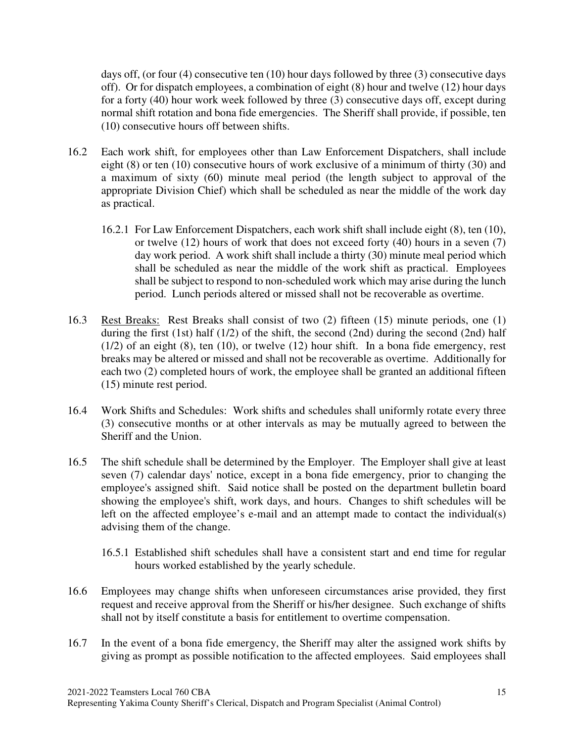days off, (or four (4) consecutive ten (10) hour days followed by three (3) consecutive days off). Or for dispatch employees, a combination of eight (8) hour and twelve (12) hour days for a forty (40) hour work week followed by three (3) consecutive days off, except during normal shift rotation and bona fide emergencies. The Sheriff shall provide, if possible, ten (10) consecutive hours off between shifts.

16.2 Each work shift, for employees other than Law Enforcement Dispatchers, shall include eight (8) or ten (10) consecutive hours of work exclusive of a minimum of thirty (30) and a maximum of sixty (60) minute meal period (the length subject to approval of the appropriate Division Chief) which shall be scheduled as near the middle of the work day as practical.

16.2.1 For Law Enforcement Dispatchers, each work shift shall include eight (8), ten (10), or twelve (12) hours of work that does not exceed forty (40) hours in a seven (7) day work period. A work shift shall include a thirty (30) minute meal period which shall be scheduled as near the middle of the work shift as practical. Employees shall be subject to respond to non-scheduled work which may arise during the lunch period. Lunch periods altered or missed shall not be recoverable as overtime.

16.3 Rest Breaks: Rest Breaks shall consist of two (2) fifteen (15) minute periods, one (1) during the first (1st) half (1/2) of the shift, the second (2nd) during the second (2nd) half (1/2) of an eight (8), ten (10), or twelve (12) hour shift. In a bona fide emergency, rest breaks may be altered or missed and shall not be recoverable as overtime. Additionally for each two (2) completed hours of work, the employee shall be granted an additional fifteen (15) minute rest period.

16.4 Work Shifts and Schedules: Work shifts and schedules shall uniformly rotate every three (3) consecutive months or at other intervals as may be mutually agreed to between the Sheriff and the Union.

16.5 The shift schedule shall be determined by the Employer. The Employer shall give at least seven (7) calendar days' notice, except in a bona fide emergency, prior to changing the employee's assigned shift. Said notice shall be posted on the department bulletin board showing the employee's shift, work days, and hours. Changes to shift schedules will be left on the affected employee's e-mail and an attempt made to contact the individual(s) advising them of the change.

16.5.1 Established shift schedules shall have a consistent start and end time for regular hours worked established by the yearly schedule.

16.6 Employees may change shifts when unforeseen circumstances arise provided, they first request and receive approval from the Sheriff or his/her designee. Such exchange of shifts shall not by itself constitute a basis for entitlement to overtime compensation.

16.7 In the event of a bona fide emergency, the Sheriff may alter the assigned work shifts by giving as prompt as possible notification to the affected employees. Said employees shall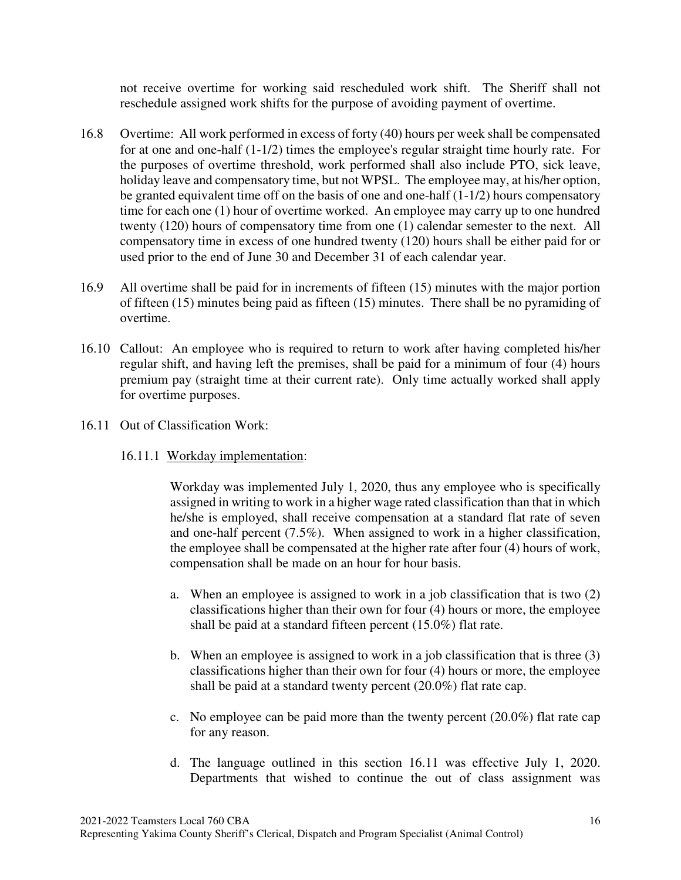not receive overtime for working said rescheduled work shift. The Sheriff shall not reschedule assigned work shifts for the purpose of avoiding payment of overtime.

16.8 Overtime: All work performed in excess of forty (40) hours per week shall be compensated for at one and one-half (1-1/2) times the employee's regular straight time hourly rate. For the purposes of overtime threshold, work performed shall also include PTO, sick leave, holiday leave and compensatory time, but not WPSL. The employee may, at his/her option, be granted equivalent time off on the basis of one and one-half (1-1/2) hours compensatory time for each one (1) hour of overtime worked. An employee may carry up to one hundred twenty (120) hours of compensatory time from one (1) calendar semester to the next. All compensatory time in excess of one hundred twenty (120) hours shall be either paid for or used prior to the end of June 30 and December 31 of each calendar year.

16.9 All overtime shall be paid for in increments of fifteen (15) minutes with the major portion of fifteen (15) minutes being paid as fifteen (15) minutes. There shall be no pyramiding of overtime.

16.10 Callout: An employee who is required to return to work after having completed his/her regular shift, and having left the premises, shall be paid for a minimum of four (4) hours premium pay (straight time at their current rate). Only time actually worked shall apply for overtime purposes.

16.11 Out of Classification Work:

16.11.1 Workday implementation:

Workday was implemented July 1, 2020, thus any employee who is specifically assigned in writing to work in a higher wage rated classification than that in which he/she is employed, shall receive compensation at a standard flat rate of seven and one-half percent (7.5%). When assigned to work in a higher classification, the employee shall be compensated at the higher rate after four (4) hours of work, compensation shall be made on an hour for hour basis.

a. When an employee is assigned to work in a job classification that is two (2) classifications higher than their own for four (4) hours or more, the employee shall be paid at a standard fifteen percent (15.0%) flat rate.

b. When an employee is assigned to work in a job classification that is three (3) classifications higher than their own for four (4) hours or more, the employee shall be paid at a standard twenty percent (20.0%) flat rate cap.

c. No employee can be paid more than the twenty percent (20.0%) flat rate cap for any reason.

d. The language outlined in this section 16.11 was effective July 1, 2020. Departments that wished to continue the out of class assignment was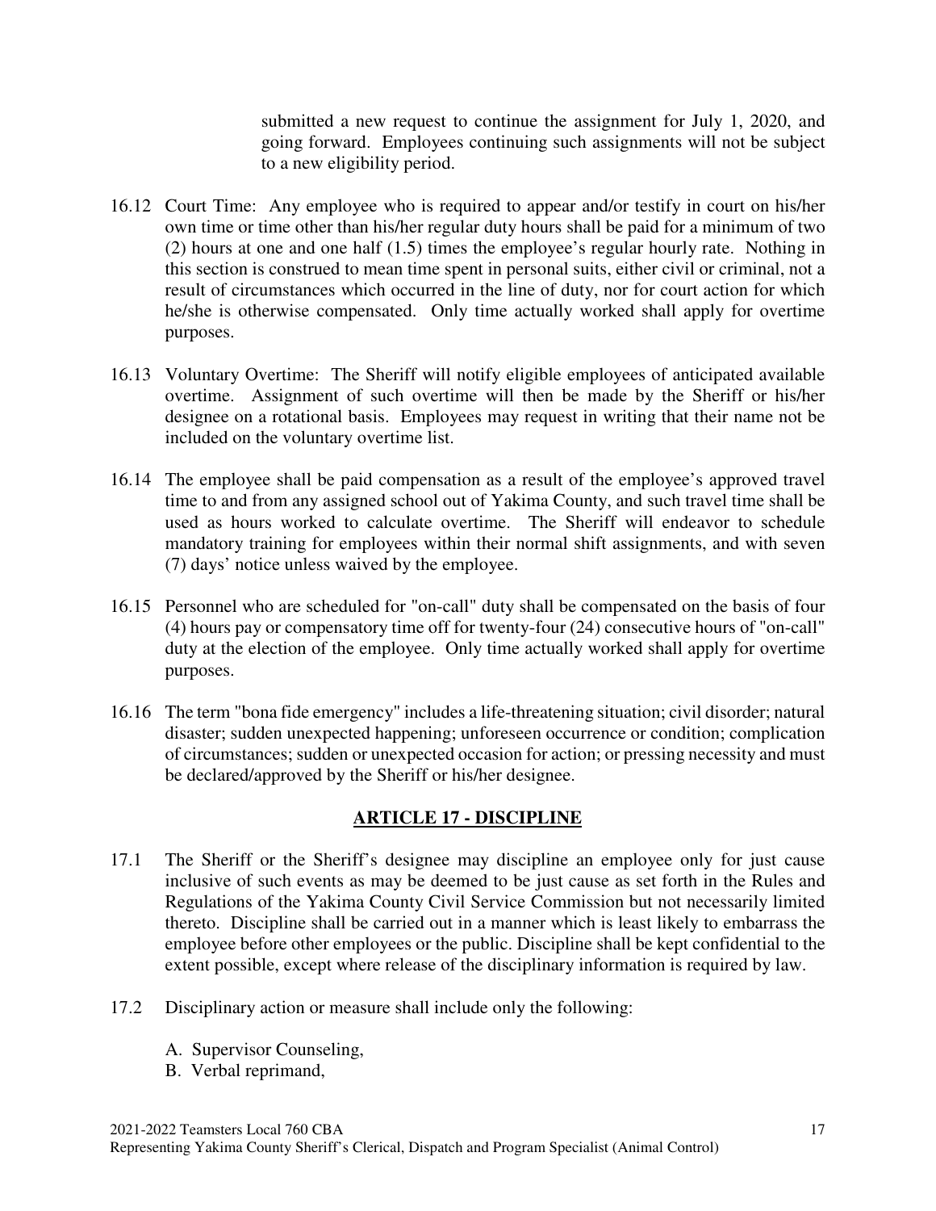submitted a new request to continue the assignment for July 1, 2020, and going forward. Employees continuing such assignments will not be subject to a new eligibility period.

16.12 Court Time: Any employee who is required to appear and/or testify in court on his/her own time or time other than his/her regular duty hours shall be paid for a minimum of two (2) hours at one and one half (1.5) times the employee's regular hourly rate. Nothing in this section is construed to mean time spent in personal suits, either civil or criminal, not a result of circumstances which occurred in the line of duty, nor for court action for which he/she is otherwise compensated. Only time actually worked shall apply for overtime purposes.

16.13 Voluntary Overtime: The Sheriff will notify eligible employees of anticipated available overtime. Assignment of such overtime will then be made by the Sheriff or his/her designee on a rotational basis. Employees may request in writing that their name not be included on the voluntary overtime list.

16.14 The employee shall be paid compensation as a result of the employee's approved travel time to and from any assigned school out of Yakima County, and such travel time shall be used as hours worked to calculate overtime. The Sheriff will endeavor to schedule mandatory training for employees within their normal shift assignments, and with seven (7) days' notice unless waived by the employee.

16.15 Personnel who are scheduled for "on-call" duty shall be compensated on the basis of four (4) hours pay or compensatory time off for twenty-four (24) consecutive hours of "on-call" duty at the election of the employee. Only time actually worked shall apply for overtime purposes.

16.16 The term "bona fide emergency" includes a life-threatening situation; civil disorder; natural disaster; sudden unexpected happening; unforeseen occurrence or condition; complication of circumstances; sudden or unexpected occasion for action; or pressing necessity and must be declared/approved by the Sheriff or his/her designee.

## ARTICLE 17 - DISCIPLINE

17.1 The Sheriff or the Sheriff's designee may discipline an employee only for just cause inclusive of such events as may be deemed to be just cause as set forth in the Rules and Regulations of the Yakima County Civil Service Commission but not necessarily limited thereto. Discipline shall be carried out in a manner which is least likely to embarrass the employee before other employees or the public. Discipline shall be kept confidential to the extent possible, except where release of the disciplinary information is required by law.

17.2 Disciplinary action or measure shall include only the following:

A. Supervisor Counseling,
B. Verbal reprimand,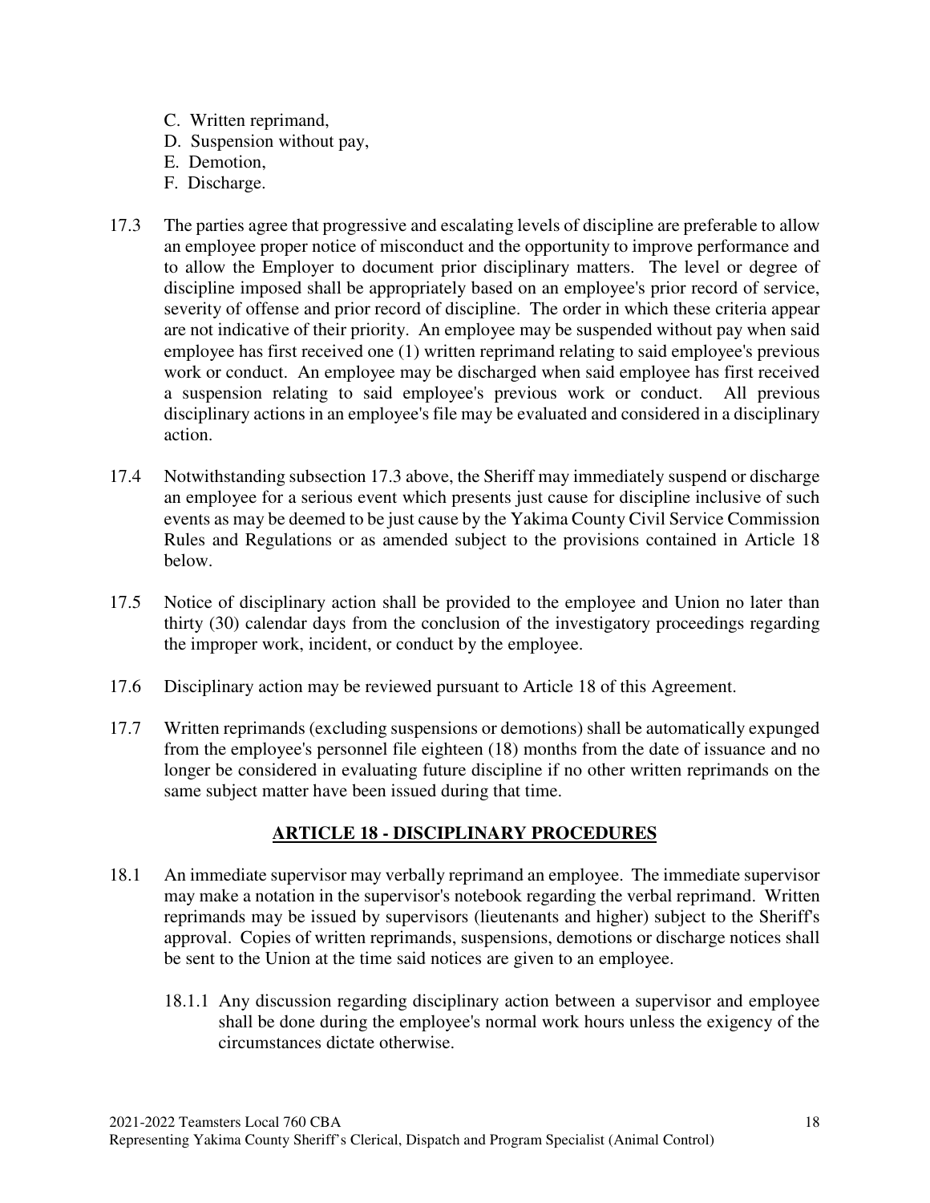C. Written reprimand,
D. Suspension without pay,
E. Demotion,
F. Discharge.

17.3 The parties agree that progressive and escalating levels of discipline are preferable to allow an employee proper notice of misconduct and the opportunity to improve performance and to allow the Employer to document prior disciplinary matters. The level or degree of discipline imposed shall be appropriately based on an employee's prior record of service, severity of offense and prior record of discipline. The order in which these criteria appear are not indicative of their priority. An employee may be suspended without pay when said employee has first received one (1) written reprimand relating to said employee's previous work or conduct. An employee may be discharged when said employee has first received a suspension relating to said employee's previous work or conduct. All previous disciplinary actions in an employee's file may be evaluated and considered in a disciplinary action.

17.4 Notwithstanding subsection 17.3 above, the Sheriff may immediately suspend or discharge an employee for a serious event which presents just cause for discipline inclusive of such events as may be deemed to be just cause by the Yakima County Civil Service Commission Rules and Regulations or as amended subject to the provisions contained in Article 18 below.

17.5 Notice of disciplinary action shall be provided to the employee and Union no later than thirty (30) calendar days from the conclusion of the investigatory proceedings regarding the improper work, incident, or conduct by the employee.

17.6 Disciplinary action may be reviewed pursuant to Article 18 of this Agreement.

17.7 Written reprimands (excluding suspensions or demotions) shall be automatically expunged from the employee's personnel file eighteen (18) months from the date of issuance and no longer be considered in evaluating future discipline if no other written reprimands on the same subject matter have been issued during that time.

## ARTICLE 18 - DISCIPLINARY PROCEDURES

18.1 An immediate supervisor may verbally reprimand an employee. The immediate supervisor may make a notation in the supervisor's notebook regarding the verbal reprimand. Written reprimands may be issued by supervisors (lieutenants and higher) subject to the Sheriff's approval. Copies of written reprimands, suspensions, demotions or discharge notices shall be sent to the Union at the time said notices are given to an employee.

18.1.1 Any discussion regarding disciplinary action between a supervisor and employee shall be done during the employee's normal work hours unless the exigency of the circumstances dictate otherwise.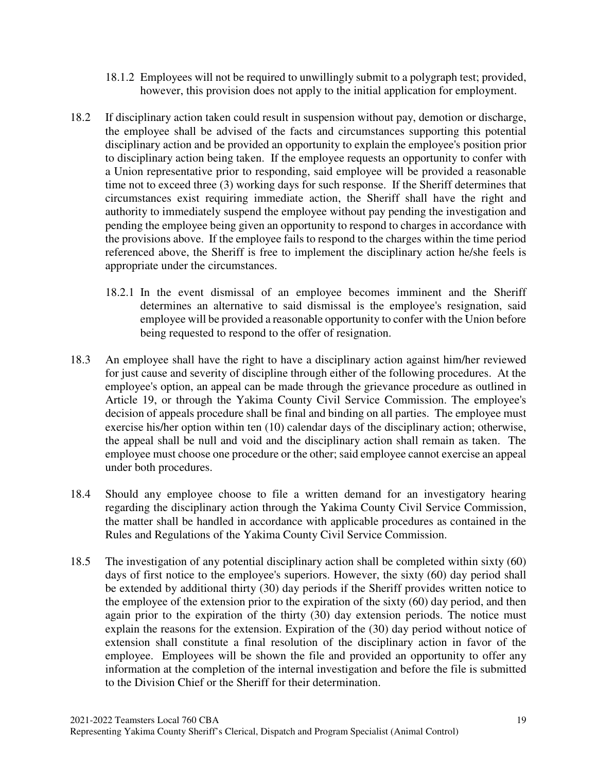18.1.2 Employees will not be required to unwillingly submit to a polygraph test; provided, however, this provision does not apply to the initial application for employment.

18.2 If disciplinary action taken could result in suspension without pay, demotion or discharge, the employee shall be advised of the facts and circumstances supporting this potential disciplinary action and be provided an opportunity to explain the employee's position prior to disciplinary action being taken. If the employee requests an opportunity to confer with a Union representative prior to responding, said employee will be provided a reasonable time not to exceed three (3) working days for such response. If the Sheriff determines that circumstances exist requiring immediate action, the Sheriff shall have the right and authority to immediately suspend the employee without pay pending the investigation and pending the employee being given an opportunity to respond to charges in accordance with the provisions above. If the employee fails to respond to the charges within the time period referenced above, the Sheriff is free to implement the disciplinary action he/she feels is appropriate under the circumstances.

18.2.1 In the event dismissal of an employee becomes imminent and the Sheriff determines an alternative to said dismissal is the employee's resignation, said employee will be provided a reasonable opportunity to confer with the Union before being requested to respond to the offer of resignation.

18.3 An employee shall have the right to have a disciplinary action against him/her reviewed for just cause and severity of discipline through either of the following procedures. At the employee's option, an appeal can be made through the grievance procedure as outlined in Article 19, or through the Yakima County Civil Service Commission. The employee's decision of appeals procedure shall be final and binding on all parties. The employee must exercise his/her option within ten (10) calendar days of the disciplinary action; otherwise, the appeal shall be null and void and the disciplinary action shall remain as taken. The employee must choose one procedure or the other; said employee cannot exercise an appeal under both procedures.

18.4 Should any employee choose to file a written demand for an investigatory hearing regarding the disciplinary action through the Yakima County Civil Service Commission, the matter shall be handled in accordance with applicable procedures as contained in the Rules and Regulations of the Yakima County Civil Service Commission.

18.5 The investigation of any potential disciplinary action shall be completed within sixty (60) days of first notice to the employee's superiors. However, the sixty (60) day period shall be extended by additional thirty (30) day periods if the Sheriff provides written notice to the employee of the extension prior to the expiration of the sixty (60) day period, and then again prior to the expiration of the thirty (30) day extension periods. The notice must explain the reasons for the extension. Expiration of the (30) day period without notice of extension shall constitute a final resolution of the disciplinary action in favor of the employee. Employees will be shown the file and provided an opportunity to offer any information at the completion of the internal investigation and before the file is submitted to the Division Chief or the Sheriff for their determination.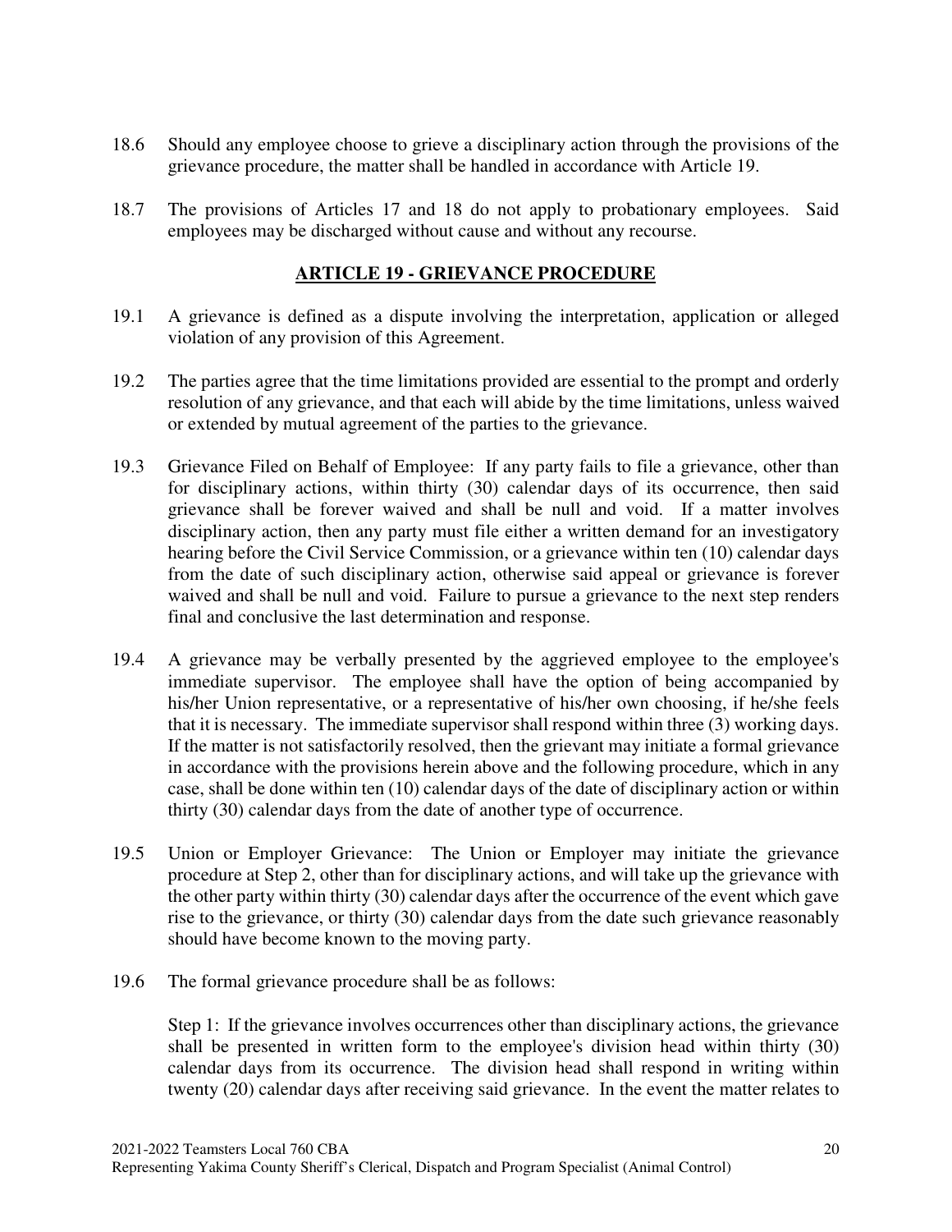18.6 Should any employee choose to grieve a disciplinary action through the provisions of the grievance procedure, the matter shall be handled in accordance with Article 19.

18.7 The provisions of Articles 17 and 18 do not apply to probationary employees. Said employees may be discharged without cause and without any recourse.

## ARTICLE 19 - GRIEVANCE PROCEDURE

19.1 A grievance is defined as a dispute involving the interpretation, application or alleged violation of any provision of this Agreement.

19.2 The parties agree that the time limitations provided are essential to the prompt and orderly resolution of any grievance, and that each will abide by the time limitations, unless waived or extended by mutual agreement of the parties to the grievance.

19.3 Grievance Filed on Behalf of Employee: If any party fails to file a grievance, other than for disciplinary actions, within thirty (30) calendar days of its occurrence, then said grievance shall be forever waived and shall be null and void. If a matter involves disciplinary action, then any party must file either a written demand for an investigatory hearing before the Civil Service Commission, or a grievance within ten (10) calendar days from the date of such disciplinary action, otherwise said appeal or grievance is forever waived and shall be null and void. Failure to pursue a grievance to the next step renders final and conclusive the last determination and response.

19.4 A grievance may be verbally presented by the aggrieved employee to the employee's immediate supervisor. The employee shall have the option of being accompanied by his/her Union representative, or a representative of his/her own choosing, if he/she feels that it is necessary. The immediate supervisor shall respond within three (3) working days. If the matter is not satisfactorily resolved, then the grievant may initiate a formal grievance in accordance with the provisions herein above and the following procedure, which in any case, shall be done within ten (10) calendar days of the date of disciplinary action or within thirty (30) calendar days from the date of another type of occurrence.

19.5 Union or Employer Grievance: The Union or Employer may initiate the grievance procedure at Step 2, other than for disciplinary actions, and will take up the grievance with the other party within thirty (30) calendar days after the occurrence of the event which gave rise to the grievance, or thirty (30) calendar days from the date such grievance reasonably should have become known to the moving party.

19.6 The formal grievance procedure shall be as follows:

Step 1: If the grievance involves occurrences other than disciplinary actions, the grievance shall be presented in written form to the employee's division head within thirty (30) calendar days from its occurrence. The division head shall respond in writing within twenty (20) calendar days after receiving said grievance. In the event the matter relates to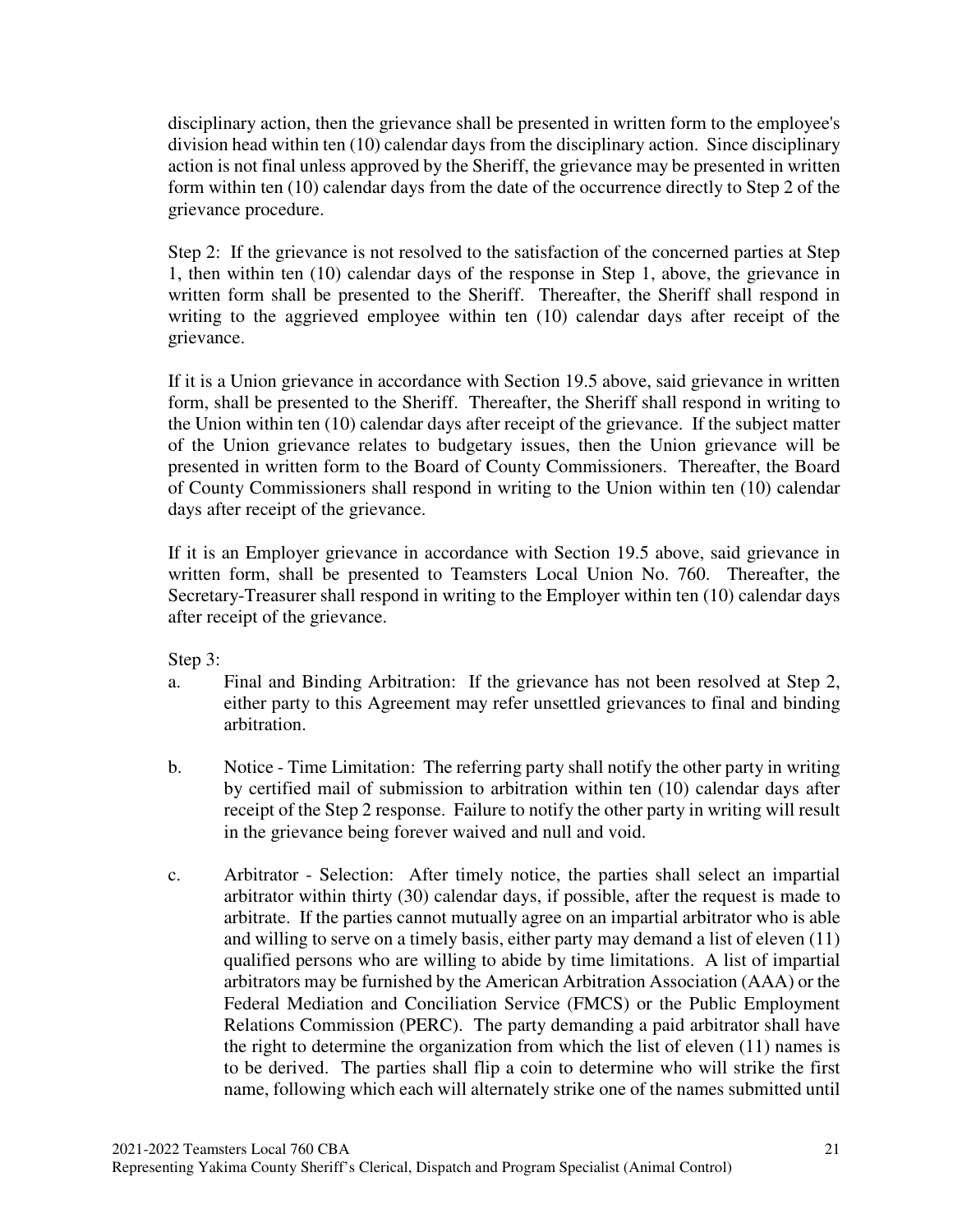disciplinary action, then the grievance shall be presented in written form to the employee's division head within ten (10) calendar days from the disciplinary action. Since disciplinary action is not final unless approved by the Sheriff, the grievance may be presented in written form within ten (10) calendar days from the date of the occurrence directly to Step 2 of the grievance procedure.

Step 2: If the grievance is not resolved to the satisfaction of the concerned parties at Step 1, then within ten (10) calendar days of the response in Step 1, above, the grievance in written form shall be presented to the Sheriff. Thereafter, the Sheriff shall respond in writing to the aggrieved employee within ten (10) calendar days after receipt of the grievance.

If it is a Union grievance in accordance with Section 19.5 above, said grievance in written form, shall be presented to the Sheriff. Thereafter, the Sheriff shall respond in writing to the Union within ten (10) calendar days after receipt of the grievance. If the subject matter of the Union grievance relates to budgetary issues, then the Union grievance will be presented in written form to the Board of County Commissioners. Thereafter, the Board of County Commissioners shall respond in writing to the Union within ten (10) calendar days after receipt of the grievance.

If it is an Employer grievance in accordance with Section 19.5 above, said grievance in written form, shall be presented to Teamsters Local Union No. 760. Thereafter, the Secretary-Treasurer shall respond in writing to the Employer within ten (10) calendar days after receipt of the grievance.

Step 3:

a. Final and Binding Arbitration: If the grievance has not been resolved at Step 2, either party to this Agreement may refer unsettled grievances to final and binding arbitration.

b. Notice - Time Limitation: The referring party shall notify the other party in writing by certified mail of submission to arbitration within ten (10) calendar days after receipt of the Step 2 response. Failure to notify the other party in writing will result in the grievance being forever waived and null and void.

c. Arbitrator - Selection: After timely notice, the parties shall select an impartial arbitrator within thirty (30) calendar days, if possible, after the request is made to arbitrate. If the parties cannot mutually agree on an impartial arbitrator who is able and willing to serve on a timely basis, either party may demand a list of eleven (11) qualified persons who are willing to abide by time limitations. A list of impartial arbitrators may be furnished by the American Arbitration Association (AAA) or the Federal Mediation and Conciliation Service (FMCS) or the Public Employment Relations Commission (PERC). The party demanding a paid arbitrator shall have the right to determine the organization from which the list of eleven (11) names is to be derived. The parties shall flip a coin to determine who will strike the first name, following which each will alternately strike one of the names submitted until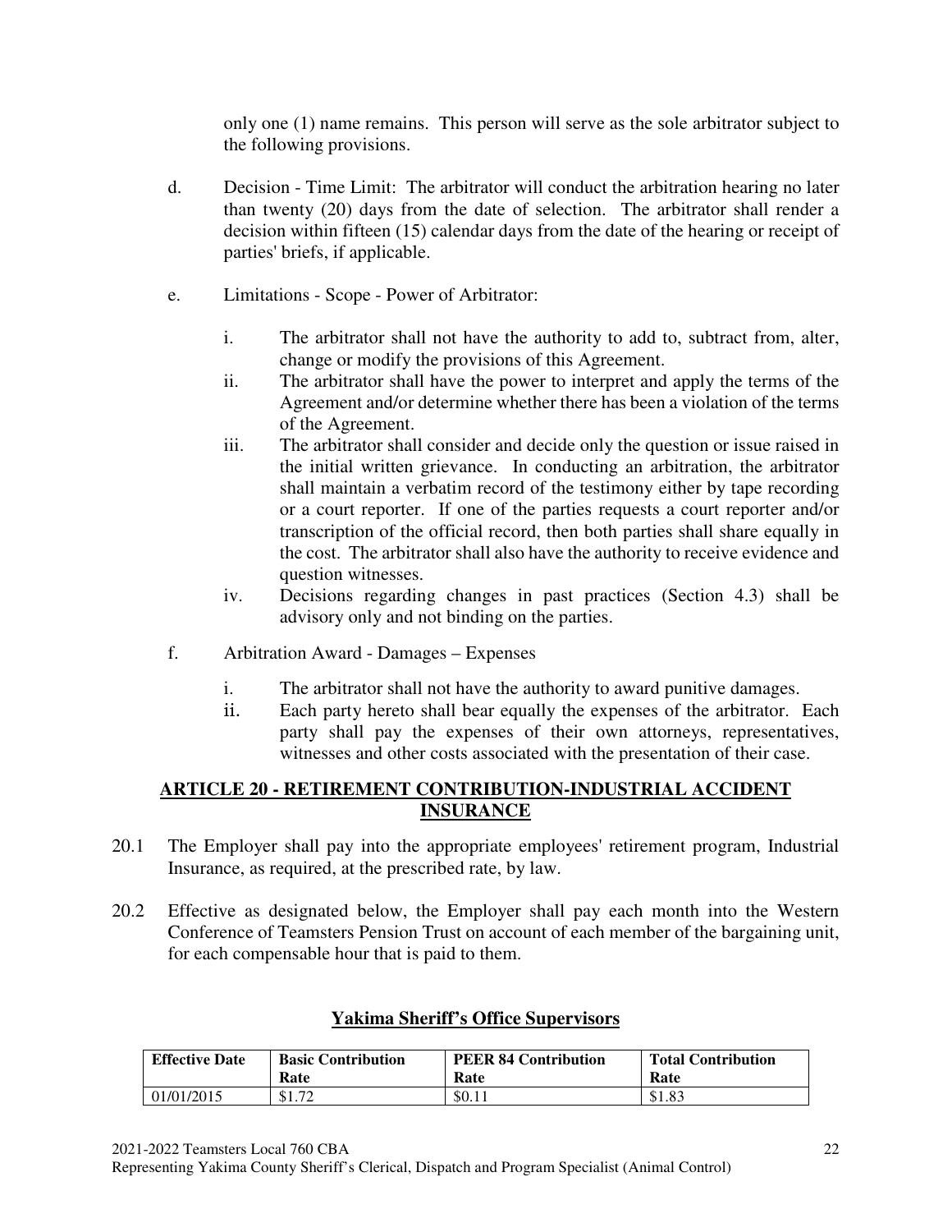only one (1) name remains. This person will serve as the sole arbitrator subject to the following provisions.

d. Decision - Time Limit: The arbitrator will conduct the arbitration hearing no later than twenty (20) days from the date of selection. The arbitrator shall render a decision within fifteen (15) calendar days from the date of the hearing or receipt of parties' briefs, if applicable.

e. Limitations - Scope - Power of Arbitrator:

   i. The arbitrator shall not have the authority to add to, subtract from, alter, change or modify the provisions of this Agreement.
   ii. The arbitrator shall have the power to interpret and apply the terms of the Agreement and/or determine whether there has been a violation of the terms of the Agreement.
   iii. The arbitrator shall consider and decide only the question or issue raised in the initial written grievance. In conducting an arbitration, the arbitrator shall maintain a verbatim record of the testimony either by tape recording or a court reporter. If one of the parties requests a court reporter and/or transcription of the official record, then both parties shall share equally in the cost. The arbitrator shall also have the authority to receive evidence and question witnesses.
   iv. Decisions regarding changes in past practices (Section 4.3) shall be advisory only and not binding on the parties.

f. Arbitration Award - Damages – Expenses

   i. The arbitrator shall not have the authority to award punitive damages.
   ii. Each party hereto shall bear equally the expenses of the arbitrator. Each party shall pay the expenses of their own attorneys, representatives, witnesses and other costs associated with the presentation of their case.

## ARTICLE 20 - RETIREMENT CONTRIBUTION-INDUSTRIAL ACCIDENT INSURANCE

20.1 The Employer shall pay into the appropriate employees' retirement program, Industrial Insurance, as required, at the prescribed rate, by law.

20.2 Effective as designated below, the Employer shall pay each month into the Western Conference of Teamsters Pension Trust on account of each member of the bargaining unit, for each compensable hour that is paid to them.

**Yakima Sheriff's Office Supervisors**

| Effective Date | Basic Contribution Rate | PEER 84 Contribution Rate | Total Contribution Rate |
|---|---|---|---|
| 01/01/2015 | $1.72 | $0.11 | $1.83 |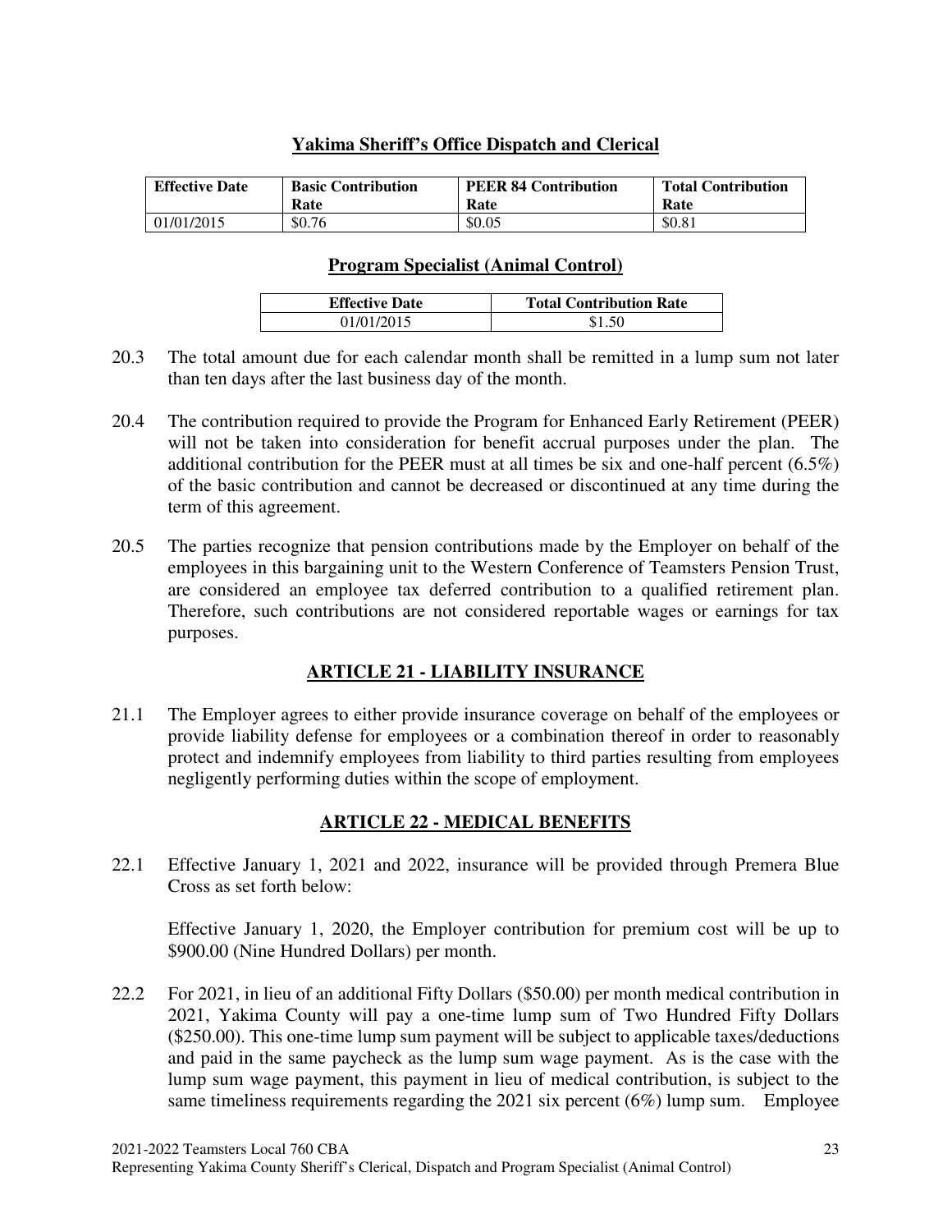### Yakima Sheriff's Office Dispatch and Clerical

| Effective Date | Basic Contribution Rate | PEER 84 Contribution Rate | Total Contribution Rate |
|---|---|---|---|
| 01/01/2015 | $0.76 | $0.05 | $0.81 |

### Program Specialist (Animal Control)

| Effective Date | Total Contribution Rate |
|---|---|
| 01/01/2015 | $1.50 |

20.3 The total amount due for each calendar month shall be remitted in a lump sum not later than ten days after the last business day of the month.

20.4 The contribution required to provide the Program for Enhanced Early Retirement (PEER) will not be taken into consideration for benefit accrual purposes under the plan. The additional contribution for the PEER must at all times be six and one-half percent (6.5%) of the basic contribution and cannot be decreased or discontinued at any time during the term of this agreement.

20.5 The parties recognize that pension contributions made by the Employer on behalf of the employees in this bargaining unit to the Western Conference of Teamsters Pension Trust, are considered an employee tax deferred contribution to a qualified retirement plan. Therefore, such contributions are not considered reportable wages or earnings for tax purposes.

## ARTICLE 21 - LIABILITY INSURANCE

21.1 The Employer agrees to either provide insurance coverage on behalf of the employees or provide liability defense for employees or a combination thereof in order to reasonably protect and indemnify employees from liability to third parties resulting from employees negligently performing duties within the scope of employment.

## ARTICLE 22 - MEDICAL BENEFITS

22.1 Effective January 1, 2021 and 2022, insurance will be provided through Premera Blue Cross as set forth below:

Effective January 1, 2020, the Employer contribution for premium cost will be up to $900.00 (Nine Hundred Dollars) per month.

22.2 For 2021, in lieu of an additional Fifty Dollars ($50.00) per month medical contribution in 2021, Yakima County will pay a one-time lump sum of Two Hundred Fifty Dollars ($250.00). This one-time lump sum payment will be subject to applicable taxes/deductions and paid in the same paycheck as the lump sum wage payment. As is the case with the lump sum wage payment, this payment in lieu of medical contribution, is subject to the same timeliness requirements regarding the 2021 six percent (6%) lump sum. Employee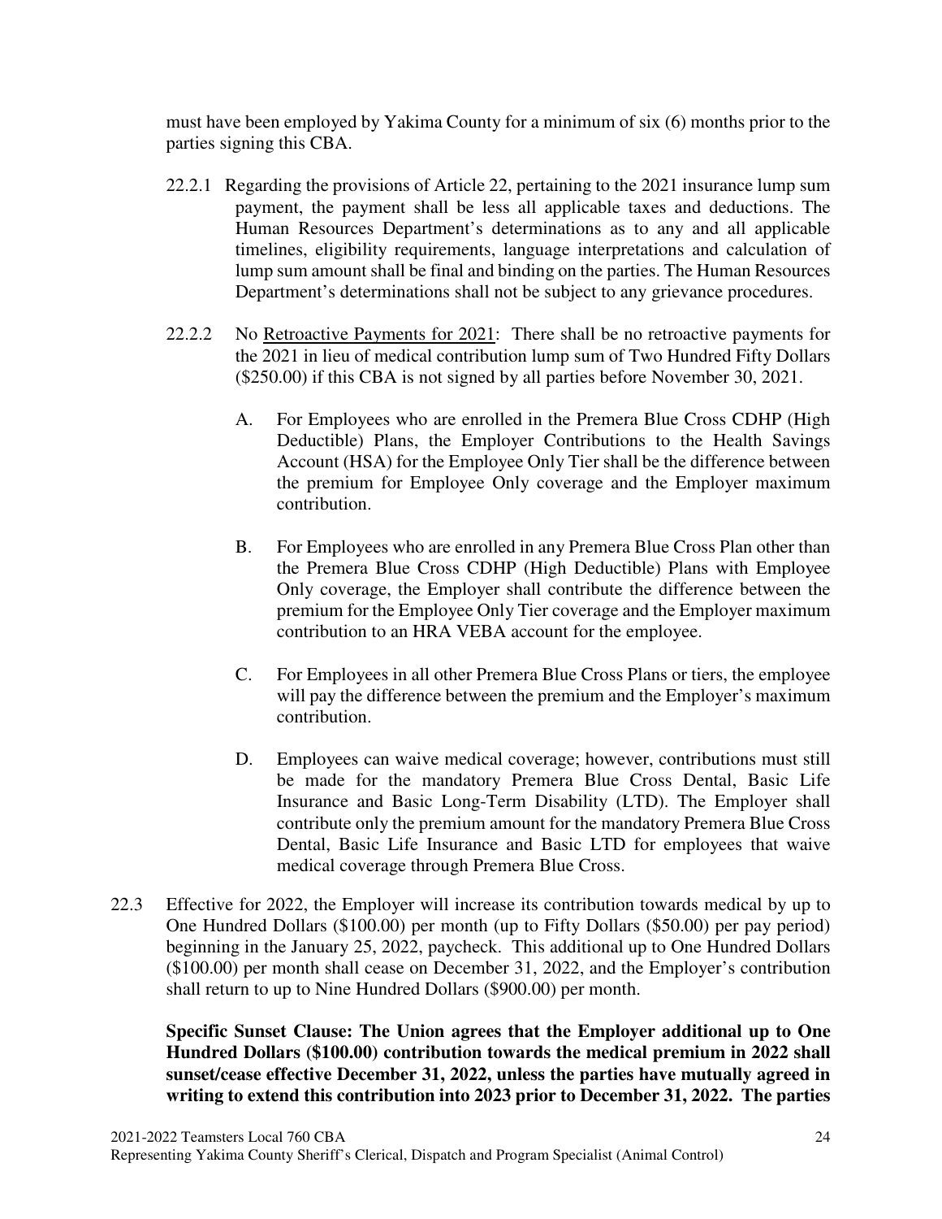must have been employed by Yakima County for a minimum of six (6) months prior to the parties signing this CBA.

22.2.1 Regarding the provisions of Article 22, pertaining to the 2021 insurance lump sum payment, the payment shall be less all applicable taxes and deductions. The Human Resources Department's determinations as to any and all applicable timelines, eligibility requirements, language interpretations and calculation of lump sum amount shall be final and binding on the parties. The Human Resources Department's determinations shall not be subject to any grievance procedures.

22.2.2 No <u>Retroactive Payments for 2021</u>: There shall be no retroactive payments for the 2021 in lieu of medical contribution lump sum of Two Hundred Fifty Dollars ($250.00) if this CBA is not signed by all parties before November 30, 2021.

A. For Employees who are enrolled in the Premera Blue Cross CDHP (High Deductible) Plans, the Employer Contributions to the Health Savings Account (HSA) for the Employee Only Tier shall be the difference between the premium for Employee Only coverage and the Employer maximum contribution.

B. For Employees who are enrolled in any Premera Blue Cross Plan other than the Premera Blue Cross CDHP (High Deductible) Plans with Employee Only coverage, the Employer shall contribute the difference between the premium for the Employee Only Tier coverage and the Employer maximum contribution to an HRA VEBA account for the employee.

C. For Employees in all other Premera Blue Cross Plans or tiers, the employee will pay the difference between the premium and the Employer's maximum contribution.

D. Employees can waive medical coverage; however, contributions must still be made for the mandatory Premera Blue Cross Dental, Basic Life Insurance and Basic Long-Term Disability (LTD). The Employer shall contribute only the premium amount for the mandatory Premera Blue Cross Dental, Basic Life Insurance and Basic LTD for employees that waive medical coverage through Premera Blue Cross.

22.3 Effective for 2022, the Employer will increase its contribution towards medical by up to One Hundred Dollars ($100.00) per month (up to Fifty Dollars ($50.00) per pay period) beginning in the January 25, 2022, paycheck. This additional up to One Hundred Dollars ($100.00) per month shall cease on December 31, 2022, and the Employer's contribution shall return to up to Nine Hundred Dollars ($900.00) per month.

**Specific Sunset Clause: The Union agrees that the Employer additional up to One Hundred Dollars ($100.00) contribution towards the medical premium in 2022 shall sunset/cease effective December 31, 2022, unless the parties have mutually agreed in writing to extend this contribution into 2023 prior to December 31, 2022. The parties**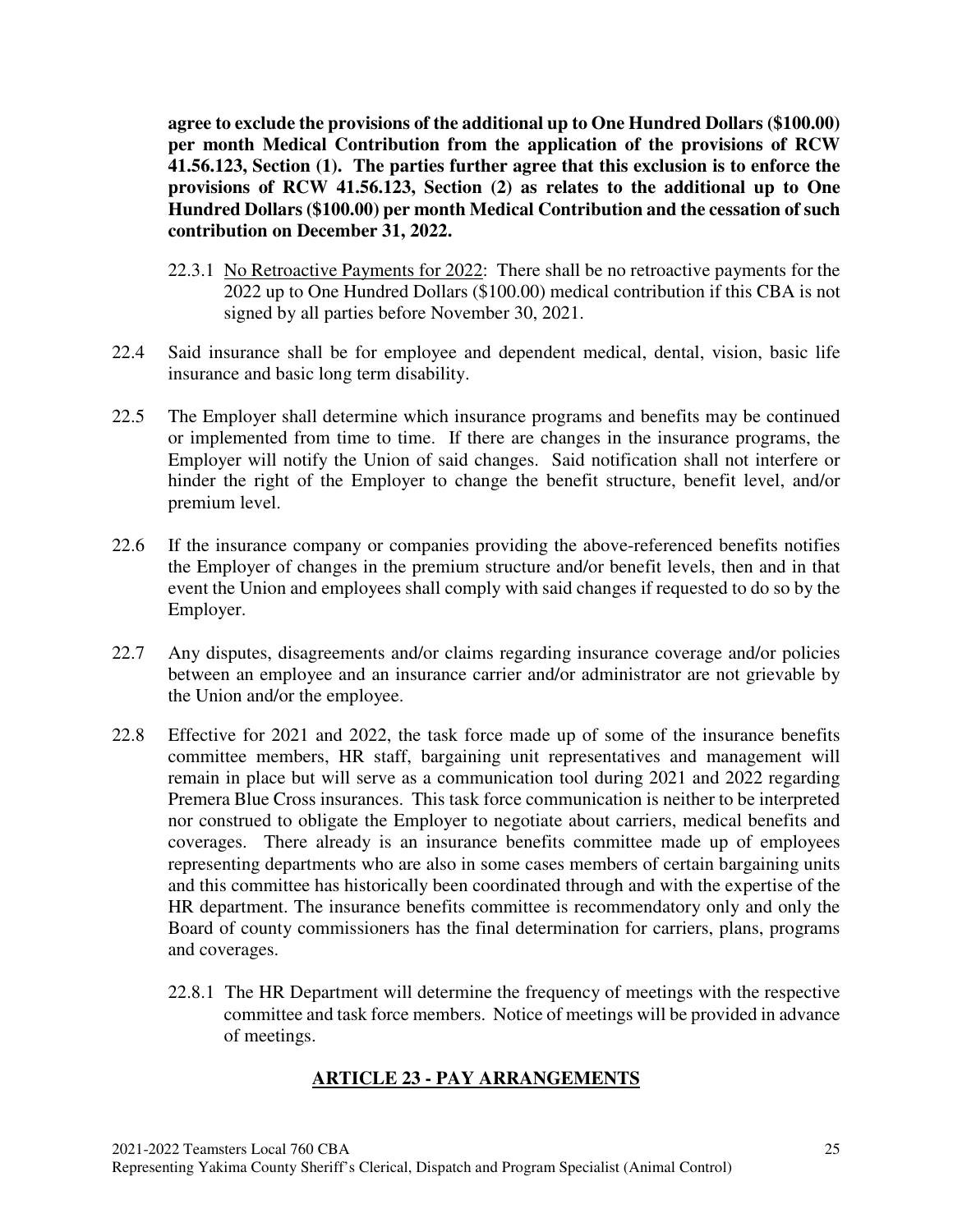**agree to exclude the provisions of the additional up to One Hundred Dollars ($100.00) per month Medical Contribution from the application of the provisions of RCW 41.56.123, Section (1). The parties further agree that this exclusion is to enforce the provisions of RCW 41.56.123, Section (2) as relates to the additional up to One Hundred Dollars ($100.00) per month Medical Contribution and the cessation of such contribution on December 31, 2022.**

22.3.1 <u>No Retroactive Payments for 2022</u>: There shall be no retroactive payments for the 2022 up to One Hundred Dollars ($100.00) medical contribution if this CBA is not signed by all parties before November 30, 2021.

22.4 Said insurance shall be for employee and dependent medical, dental, vision, basic life insurance and basic long term disability.

22.5 The Employer shall determine which insurance programs and benefits may be continued or implemented from time to time. If there are changes in the insurance programs, the Employer will notify the Union of said changes. Said notification shall not interfere or hinder the right of the Employer to change the benefit structure, benefit level, and/or premium level.

22.6 If the insurance company or companies providing the above-referenced benefits notifies the Employer of changes in the premium structure and/or benefit levels, then and in that event the Union and employees shall comply with said changes if requested to do so by the Employer.

22.7 Any disputes, disagreements and/or claims regarding insurance coverage and/or policies between an employee and an insurance carrier and/or administrator are not grievable by the Union and/or the employee.

22.8 Effective for 2021 and 2022, the task force made up of some of the insurance benefits committee members, HR staff, bargaining unit representatives and management will remain in place but will serve as a communication tool during 2021 and 2022 regarding Premera Blue Cross insurances. This task force communication is neither to be interpreted nor construed to obligate the Employer to negotiate about carriers, medical benefits and coverages. There already is an insurance benefits committee made up of employees representing departments who are also in some cases members of certain bargaining units and this committee has historically been coordinated through and with the expertise of the HR department. The insurance benefits committee is recommendatory only and only the Board of county commissioners has the final determination for carriers, plans, programs and coverages.

22.8.1 The HR Department will determine the frequency of meetings with the respective committee and task force members. Notice of meetings will be provided in advance of meetings.

## ARTICLE 23 - PAY ARRANGEMENTS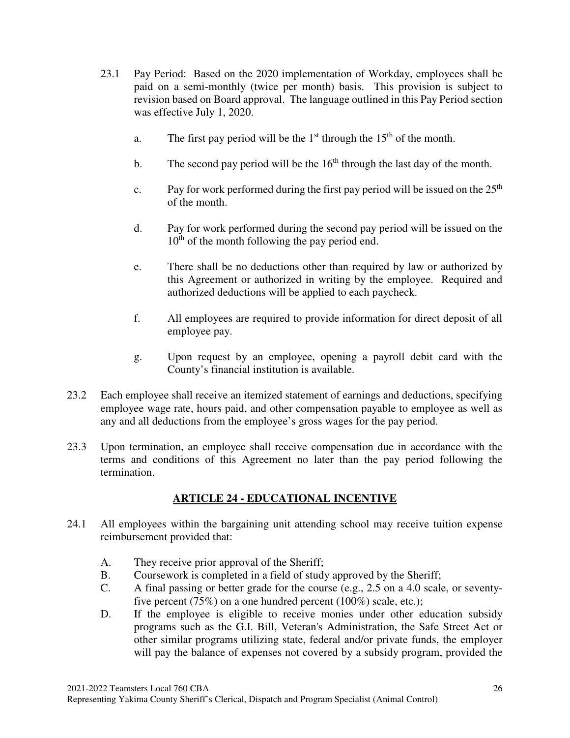23.1 Pay Period: Based on the 2020 implementation of Workday, employees shall be paid on a semi-monthly (twice per month) basis. This provision is subject to revision based on Board approval. The language outlined in this Pay Period section was effective July 1, 2020.

a. The first pay period will be the 1st through the 15th of the month.

b. The second pay period will be the 16th through the last day of the month.

c. Pay for work performed during the first pay period will be issued on the 25th of the month.

d. Pay for work performed during the second pay period will be issued on the 10th of the month following the pay period end.

e. There shall be no deductions other than required by law or authorized by this Agreement or authorized in writing by the employee. Required and authorized deductions will be applied to each paycheck.

f. All employees are required to provide information for direct deposit of all employee pay.

g. Upon request by an employee, opening a payroll debit card with the County's financial institution is available.

23.2 Each employee shall receive an itemized statement of earnings and deductions, specifying employee wage rate, hours paid, and other compensation payable to employee as well as any and all deductions from the employee's gross wages for the pay period.

23.3 Upon termination, an employee shall receive compensation due in accordance with the terms and conditions of this Agreement no later than the pay period following the termination.

## ARTICLE 24 - EDUCATIONAL INCENTIVE

24.1 All employees within the bargaining unit attending school may receive tuition expense reimbursement provided that:

A. They receive prior approval of the Sheriff;
B. Coursework is completed in a field of study approved by the Sheriff;
C. A final passing or better grade for the course (e.g., 2.5 on a 4.0 scale, or seventy-five percent (75%) on a one hundred percent (100%) scale, etc.);
D. If the employee is eligible to receive monies under other education subsidy programs such as the G.I. Bill, Veteran's Administration, the Safe Street Act or other similar programs utilizing state, federal and/or private funds, the employer will pay the balance of expenses not covered by a subsidy program, provided the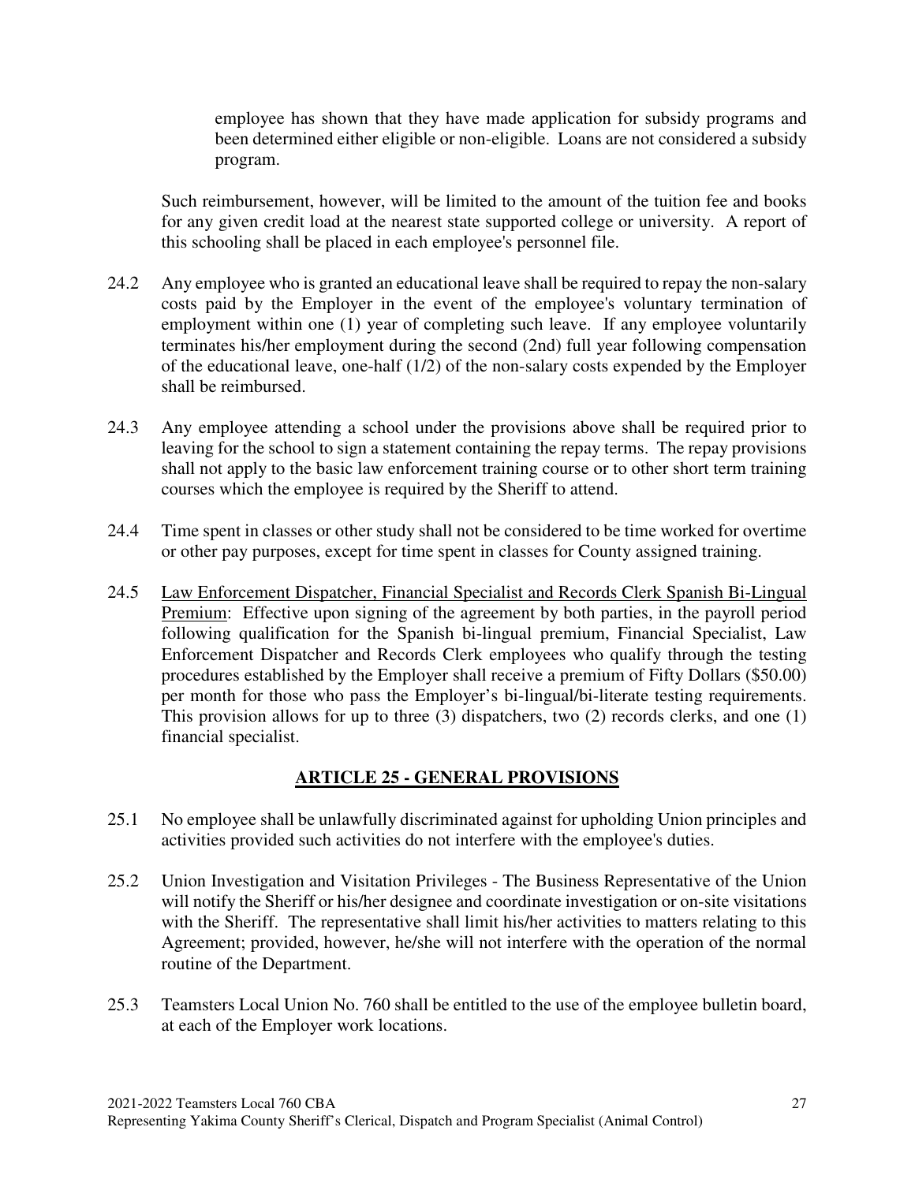employee has shown that they have made application for subsidy programs and been determined either eligible or non-eligible. Loans are not considered a subsidy program.

Such reimbursement, however, will be limited to the amount of the tuition fee and books for any given credit load at the nearest state supported college or university. A report of this schooling shall be placed in each employee's personnel file.

24.2 Any employee who is granted an educational leave shall be required to repay the non-salary costs paid by the Employer in the event of the employee's voluntary termination of employment within one (1) year of completing such leave. If any employee voluntarily terminates his/her employment during the second (2nd) full year following compensation of the educational leave, one-half (1/2) of the non-salary costs expended by the Employer shall be reimbursed.

24.3 Any employee attending a school under the provisions above shall be required prior to leaving for the school to sign a statement containing the repay terms. The repay provisions shall not apply to the basic law enforcement training course or to other short term training courses which the employee is required by the Sheriff to attend.

24.4 Time spent in classes or other study shall not be considered to be time worked for overtime or other pay purposes, except for time spent in classes for County assigned training.

24.5 Law Enforcement Dispatcher, Financial Specialist and Records Clerk Spanish Bi-Lingual Premium: Effective upon signing of the agreement by both parties, in the payroll period following qualification for the Spanish bi-lingual premium, Financial Specialist, Law Enforcement Dispatcher and Records Clerk employees who qualify through the testing procedures established by the Employer shall receive a premium of Fifty Dollars ($50.00) per month for those who pass the Employer's bi-lingual/bi-literate testing requirements. This provision allows for up to three (3) dispatchers, two (2) records clerks, and one (1) financial specialist.

## ARTICLE 25 - GENERAL PROVISIONS

25.1 No employee shall be unlawfully discriminated against for upholding Union principles and activities provided such activities do not interfere with the employee's duties.

25.2 Union Investigation and Visitation Privileges - The Business Representative of the Union will notify the Sheriff or his/her designee and coordinate investigation or on-site visitations with the Sheriff. The representative shall limit his/her activities to matters relating to this Agreement; provided, however, he/she will not interfere with the operation of the normal routine of the Department.

25.3 Teamsters Local Union No. 760 shall be entitled to the use of the employee bulletin board, at each of the Employer work locations.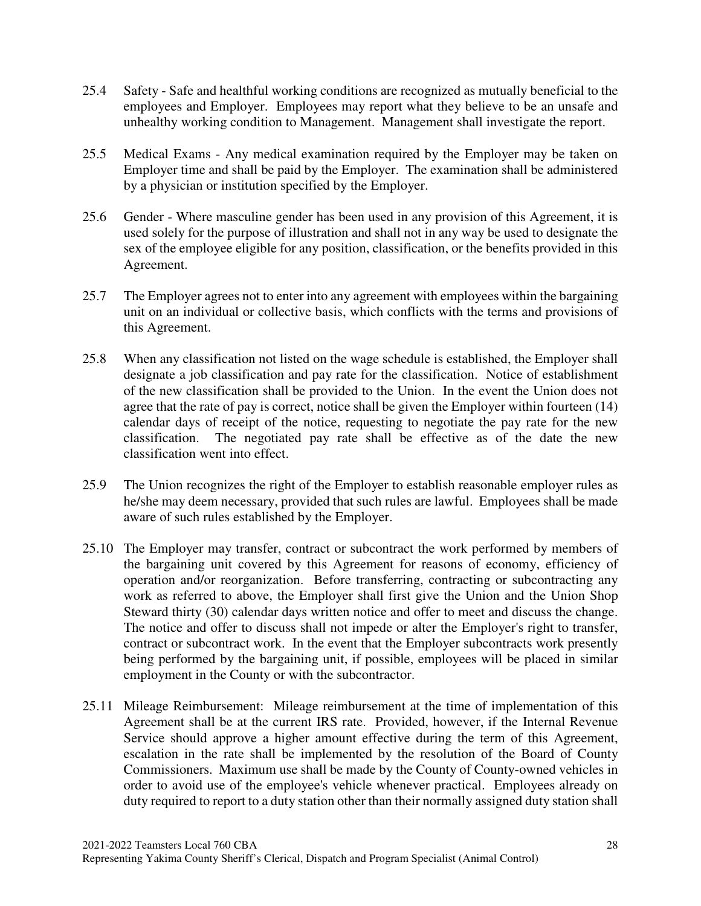25.4 Safety - Safe and healthful working conditions are recognized as mutually beneficial to the employees and Employer. Employees may report what they believe to be an unsafe and unhealthy working condition to Management. Management shall investigate the report.

25.5 Medical Exams - Any medical examination required by the Employer may be taken on Employer time and shall be paid by the Employer. The examination shall be administered by a physician or institution specified by the Employer.

25.6 Gender - Where masculine gender has been used in any provision of this Agreement, it is used solely for the purpose of illustration and shall not in any way be used to designate the sex of the employee eligible for any position, classification, or the benefits provided in this Agreement.

25.7 The Employer agrees not to enter into any agreement with employees within the bargaining unit on an individual or collective basis, which conflicts with the terms and provisions of this Agreement.

25.8 When any classification not listed on the wage schedule is established, the Employer shall designate a job classification and pay rate for the classification. Notice of establishment of the new classification shall be provided to the Union. In the event the Union does not agree that the rate of pay is correct, notice shall be given the Employer within fourteen (14) calendar days of receipt of the notice, requesting to negotiate the pay rate for the new classification. The negotiated pay rate shall be effective as of the date the new classification went into effect.

25.9 The Union recognizes the right of the Employer to establish reasonable employer rules as he/she may deem necessary, provided that such rules are lawful. Employees shall be made aware of such rules established by the Employer.

25.10 The Employer may transfer, contract or subcontract the work performed by members of the bargaining unit covered by this Agreement for reasons of economy, efficiency of operation and/or reorganization. Before transferring, contracting or subcontracting any work as referred to above, the Employer shall first give the Union and the Union Shop Steward thirty (30) calendar days written notice and offer to meet and discuss the change. The notice and offer to discuss shall not impede or alter the Employer's right to transfer, contract or subcontract work. In the event that the Employer subcontracts work presently being performed by the bargaining unit, if possible, employees will be placed in similar employment in the County or with the subcontractor.

25.11 Mileage Reimbursement: Mileage reimbursement at the time of implementation of this Agreement shall be at the current IRS rate. Provided, however, if the Internal Revenue Service should approve a higher amount effective during the term of this Agreement, escalation in the rate shall be implemented by the resolution of the Board of County Commissioners. Maximum use shall be made by the County of County-owned vehicles in order to avoid use of the employee's vehicle whenever practical. Employees already on duty required to report to a duty station other than their normally assigned duty station shall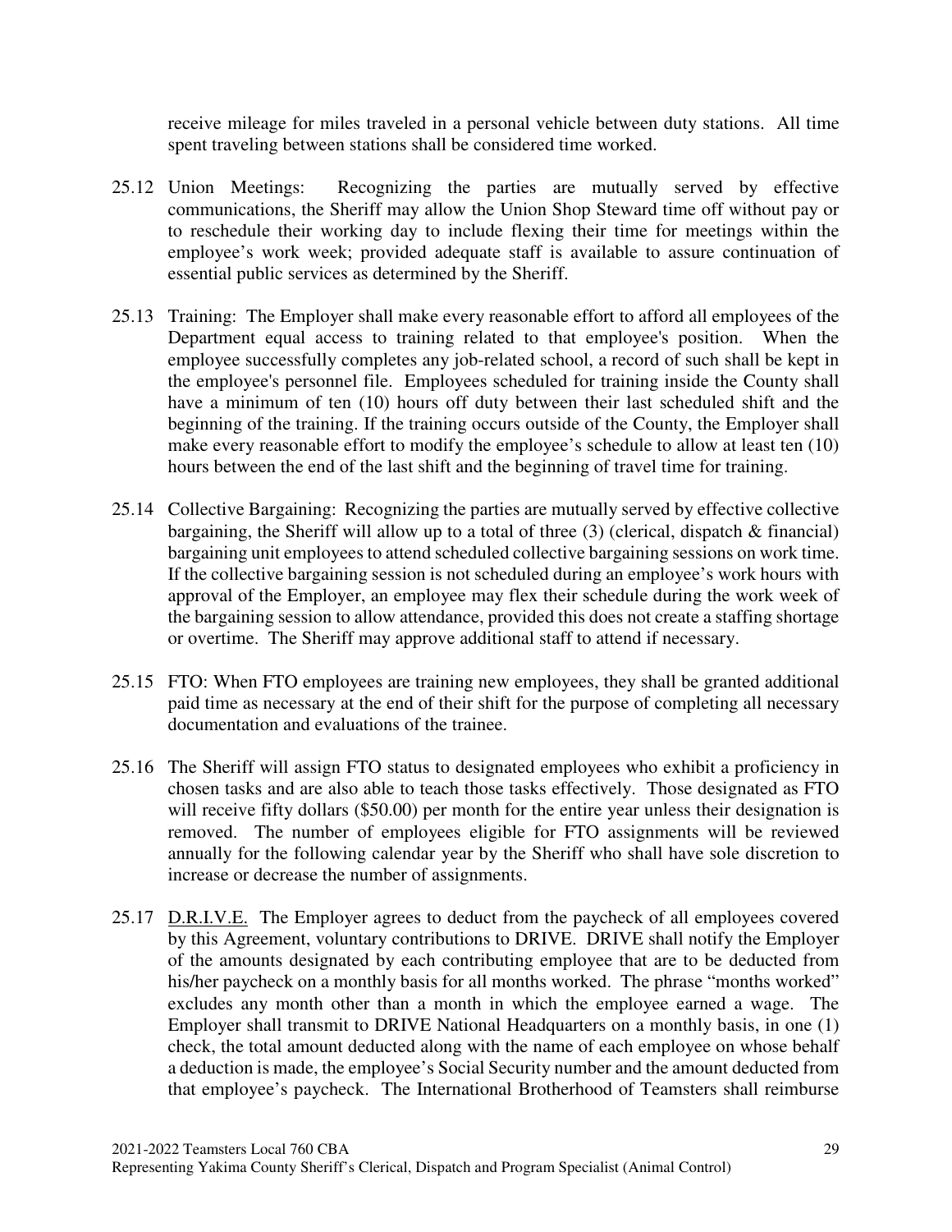receive mileage for miles traveled in a personal vehicle between duty stations. All time spent traveling between stations shall be considered time worked.

25.12 Union Meetings: Recognizing the parties are mutually served by effective communications, the Sheriff may allow the Union Shop Steward time off without pay or to reschedule their working day to include flexing their time for meetings within the employee's work week; provided adequate staff is available to assure continuation of essential public services as determined by the Sheriff.

25.13 Training: The Employer shall make every reasonable effort to afford all employees of the Department equal access to training related to that employee's position. When the employee successfully completes any job-related school, a record of such shall be kept in the employee's personnel file. Employees scheduled for training inside the County shall have a minimum of ten (10) hours off duty between their last scheduled shift and the beginning of the training. If the training occurs outside of the County, the Employer shall make every reasonable effort to modify the employee's schedule to allow at least ten (10) hours between the end of the last shift and the beginning of travel time for training.

25.14 Collective Bargaining: Recognizing the parties are mutually served by effective collective bargaining, the Sheriff will allow up to a total of three (3) (clerical, dispatch & financial) bargaining unit employees to attend scheduled collective bargaining sessions on work time. If the collective bargaining session is not scheduled during an employee's work hours with approval of the Employer, an employee may flex their schedule during the work week of the bargaining session to allow attendance, provided this does not create a staffing shortage or overtime. The Sheriff may approve additional staff to attend if necessary.

25.15 FTO: When FTO employees are training new employees, they shall be granted additional paid time as necessary at the end of their shift for the purpose of completing all necessary documentation and evaluations of the trainee.

25.16 The Sheriff will assign FTO status to designated employees who exhibit a proficiency in chosen tasks and are also able to teach those tasks effectively. Those designated as FTO will receive fifty dollars ($50.00) per month for the entire year unless their designation is removed. The number of employees eligible for FTO assignments will be reviewed annually for the following calendar year by the Sheriff who shall have sole discretion to increase or decrease the number of assignments.

25.17 D.R.I.V.E. The Employer agrees to deduct from the paycheck of all employees covered by this Agreement, voluntary contributions to DRIVE. DRIVE shall notify the Employer of the amounts designated by each contributing employee that are to be deducted from his/her paycheck on a monthly basis for all months worked. The phrase "months worked" excludes any month other than a month in which the employee earned a wage. The Employer shall transmit to DRIVE National Headquarters on a monthly basis, in one (1) check, the total amount deducted along with the name of each employee on whose behalf a deduction is made, the employee's Social Security number and the amount deducted from that employee's paycheck. The International Brotherhood of Teamsters shall reimburse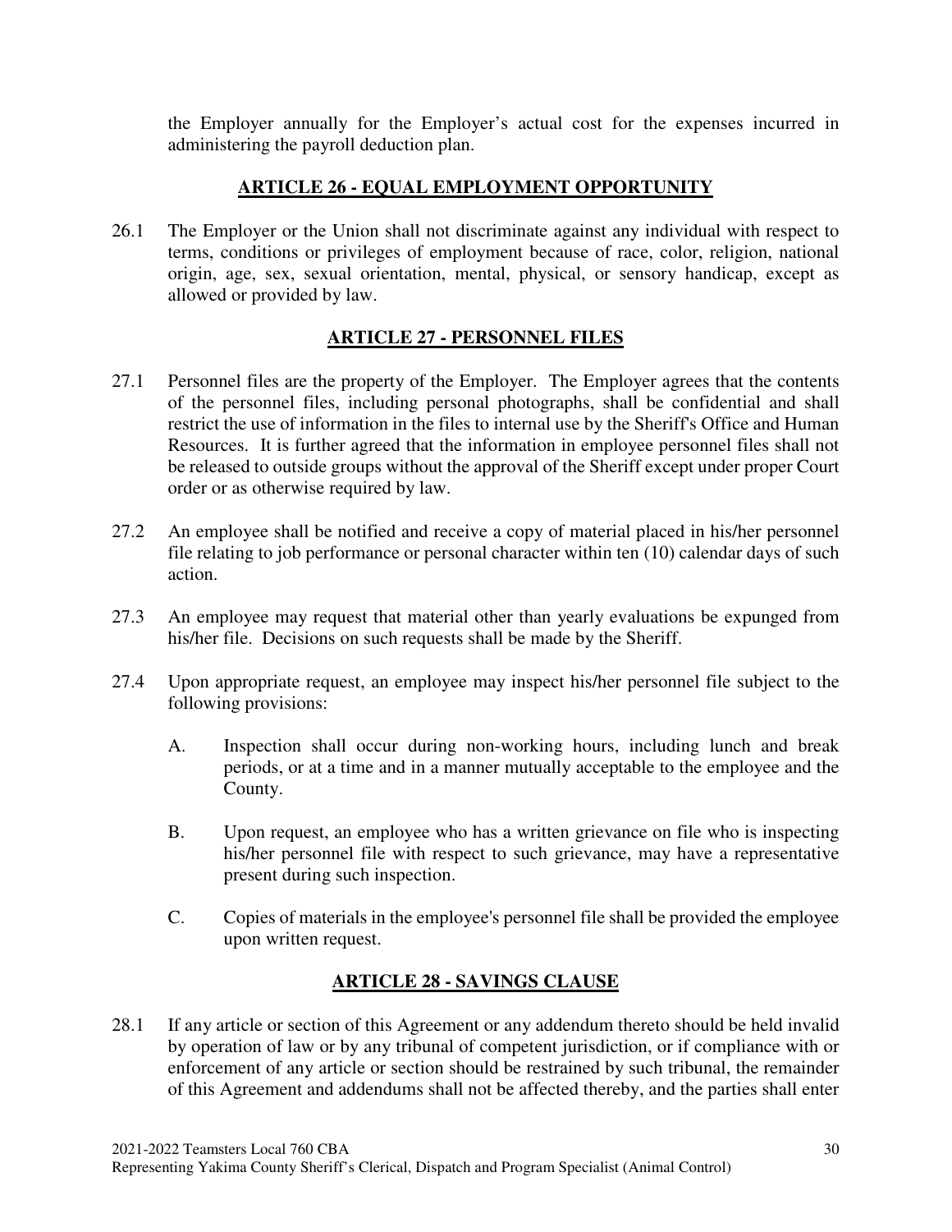the Employer annually for the Employer's actual cost for the expenses incurred in administering the payroll deduction plan.

## ARTICLE 26 - EQUAL EMPLOYMENT OPPORTUNITY

26.1 The Employer or the Union shall not discriminate against any individual with respect to terms, conditions or privileges of employment because of race, color, religion, national origin, age, sex, sexual orientation, mental, physical, or sensory handicap, except as allowed or provided by law.

## ARTICLE 27 - PERSONNEL FILES

27.1 Personnel files are the property of the Employer. The Employer agrees that the contents of the personnel files, including personal photographs, shall be confidential and shall restrict the use of information in the files to internal use by the Sheriff's Office and Human Resources. It is further agreed that the information in employee personnel files shall not be released to outside groups without the approval of the Sheriff except under proper Court order or as otherwise required by law.

27.2 An employee shall be notified and receive a copy of material placed in his/her personnel file relating to job performance or personal character within ten (10) calendar days of such action.

27.3 An employee may request that material other than yearly evaluations be expunged from his/her file. Decisions on such requests shall be made by the Sheriff.

27.4 Upon appropriate request, an employee may inspect his/her personnel file subject to the following provisions:

A. Inspection shall occur during non-working hours, including lunch and break periods, or at a time and in a manner mutually acceptable to the employee and the County.

B. Upon request, an employee who has a written grievance on file who is inspecting his/her personnel file with respect to such grievance, may have a representative present during such inspection.

C. Copies of materials in the employee's personnel file shall be provided the employee upon written request.

## ARTICLE 28 - SAVINGS CLAUSE

28.1 If any article or section of this Agreement or any addendum thereto should be held invalid by operation of law or by any tribunal of competent jurisdiction, or if compliance with or enforcement of any article or section should be restrained by such tribunal, the remainder of this Agreement and addendums shall not be affected thereby, and the parties shall enter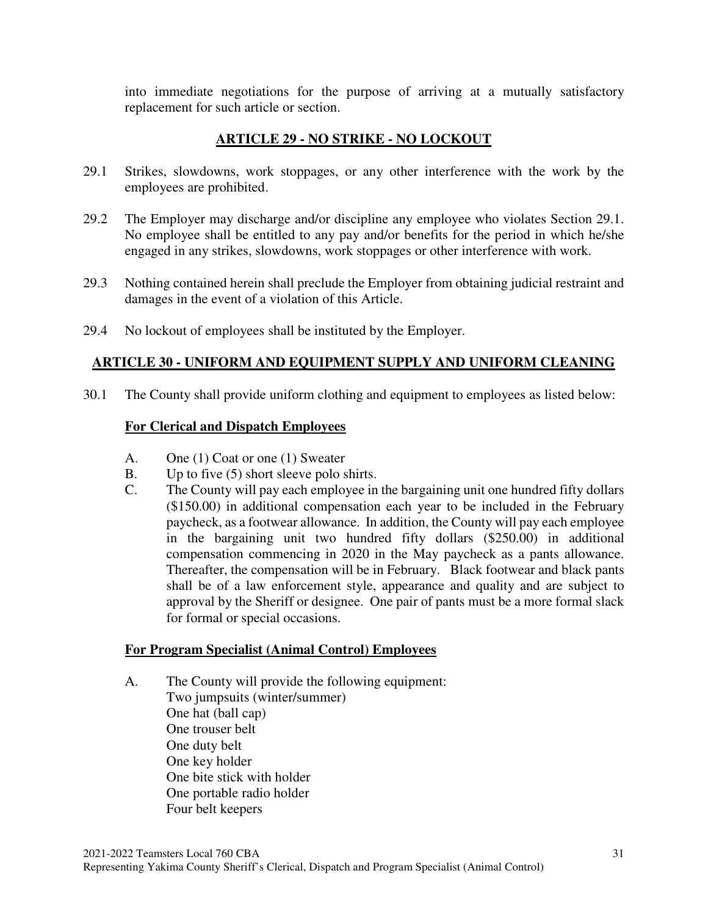into immediate negotiations for the purpose of arriving at a mutually satisfactory replacement for such article or section.

## ARTICLE 29 - NO STRIKE - NO LOCKOUT

29.1 Strikes, slowdowns, work stoppages, or any other interference with the work by the employees are prohibited.

29.2 The Employer may discharge and/or discipline any employee who violates Section 29.1. No employee shall be entitled to any pay and/or benefits for the period in which he/she engaged in any strikes, slowdowns, work stoppages or other interference with work.

29.3 Nothing contained herein shall preclude the Employer from obtaining judicial restraint and damages in the event of a violation of this Article.

29.4 No lockout of employees shall be instituted by the Employer.

## ARTICLE 30 - UNIFORM AND EQUIPMENT SUPPLY AND UNIFORM CLEANING

30.1 The County shall provide uniform clothing and equipment to employees as listed below:

**For Clerical and Dispatch Employees**

A. One (1) Coat or one (1) Sweater
B. Up to five (5) short sleeve polo shirts.
C. The County will pay each employee in the bargaining unit one hundred fifty dollars ($150.00) in additional compensation each year to be included in the February paycheck, as a footwear allowance. In addition, the County will pay each employee in the bargaining unit two hundred fifty dollars ($250.00) in additional compensation commencing in 2020 in the May paycheck as a pants allowance. Thereafter, the compensation will be in February. Black footwear and black pants shall be of a law enforcement style, appearance and quality and are subject to approval by the Sheriff or designee. One pair of pants must be a more formal slack for formal or special occasions.

**For Program Specialist (Animal Control) Employees**

A. The County will provide the following equipment:
Two jumpsuits (winter/summer)
One hat (ball cap)
One trouser belt
One duty belt
One key holder
One bite stick with holder
One portable radio holder
Four belt keepers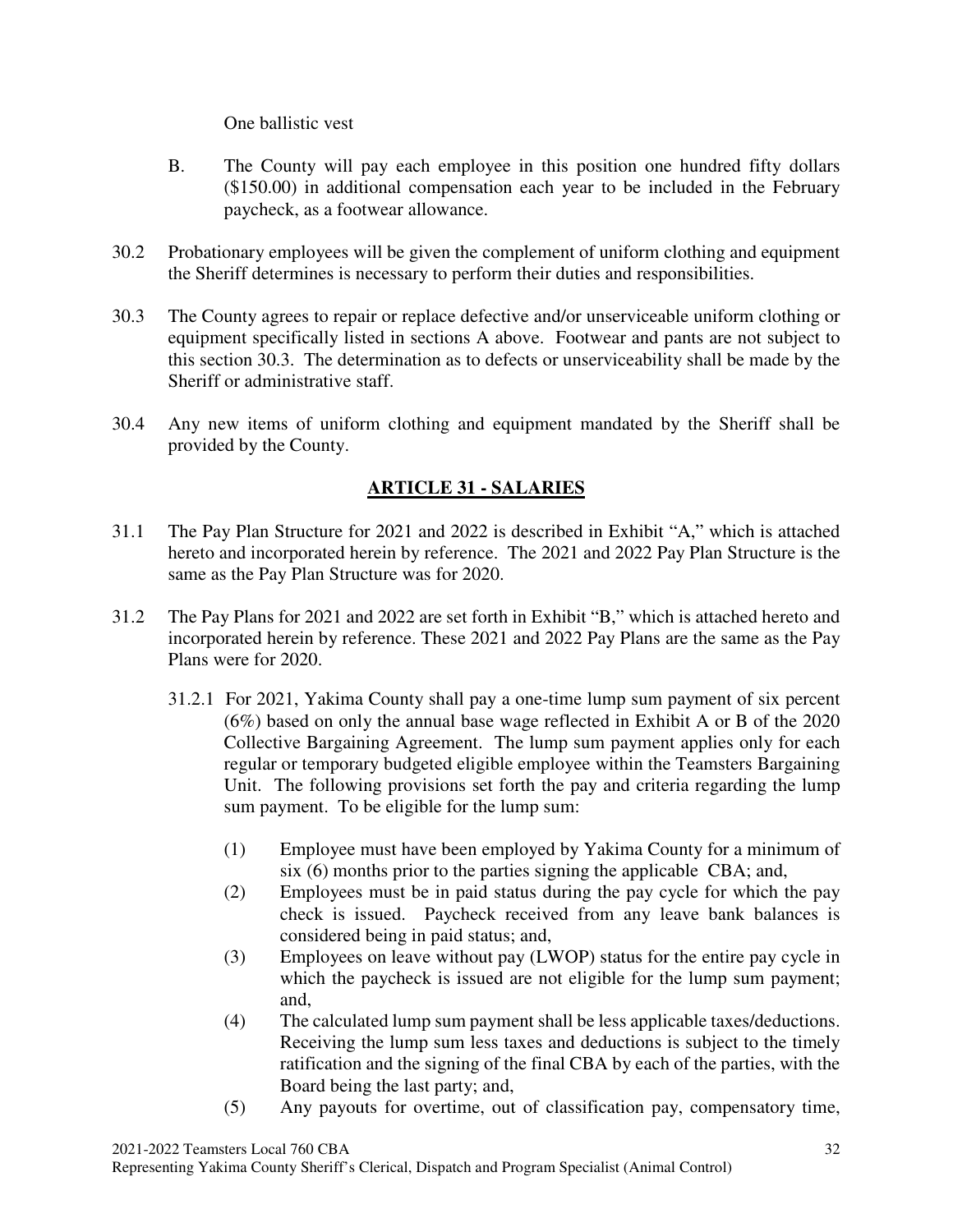One ballistic vest

B. The County will pay each employee in this position one hundred fifty dollars ($150.00) in additional compensation each year to be included in the February paycheck, as a footwear allowance.

30.2 Probationary employees will be given the complement of uniform clothing and equipment the Sheriff determines is necessary to perform their duties and responsibilities.

30.3 The County agrees to repair or replace defective and/or unserviceable uniform clothing or equipment specifically listed in sections A above. Footwear and pants are not subject to this section 30.3. The determination as to defects or unserviceability shall be made by the Sheriff or administrative staff.

30.4 Any new items of uniform clothing and equipment mandated by the Sheriff shall be provided by the County.

## ARTICLE 31 - SALARIES

31.1 The Pay Plan Structure for 2021 and 2022 is described in Exhibit "A," which is attached hereto and incorporated herein by reference. The 2021 and 2022 Pay Plan Structure is the same as the Pay Plan Structure was for 2020.

31.2 The Pay Plans for 2021 and 2022 are set forth in Exhibit "B," which is attached hereto and incorporated herein by reference. These 2021 and 2022 Pay Plans are the same as the Pay Plans were for 2020.

31.2.1 For 2021, Yakima County shall pay a one-time lump sum payment of six percent (6%) based on only the annual base wage reflected in Exhibit A or B of the 2020 Collective Bargaining Agreement. The lump sum payment applies only for each regular or temporary budgeted eligible employee within the Teamsters Bargaining Unit. The following provisions set forth the pay and criteria regarding the lump sum payment. To be eligible for the lump sum:

(1) Employee must have been employed by Yakima County for a minimum of six (6) months prior to the parties signing the applicable CBA; and,

(2) Employees must be in paid status during the pay cycle for which the pay check is issued. Paycheck received from any leave bank balances is considered being in paid status; and,

(3) Employees on leave without pay (LWOP) status for the entire pay cycle in which the paycheck is issued are not eligible for the lump sum payment; and,

(4) The calculated lump sum payment shall be less applicable taxes/deductions. Receiving the lump sum less taxes and deductions is subject to the timely ratification and the signing of the final CBA by each of the parties, with the Board being the last party; and,

(5) Any payouts for overtime, out of classification pay, compensatory time,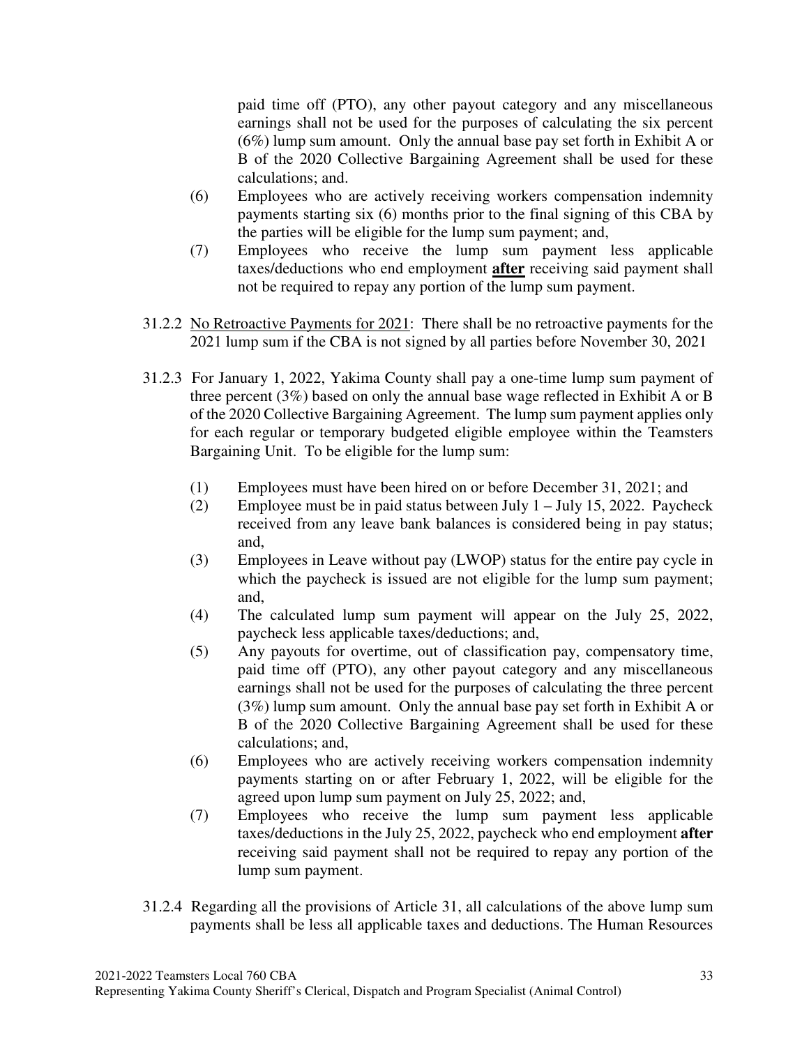paid time off (PTO), any other payout category and any miscellaneous earnings shall not be used for the purposes of calculating the six percent (6%) lump sum amount. Only the annual base pay set forth in Exhibit A or B of the 2020 Collective Bargaining Agreement shall be used for these calculations; and.

(6) Employees who are actively receiving workers compensation indemnity payments starting six (6) months prior to the final signing of this CBA by the parties will be eligible for the lump sum payment; and,

(7) Employees who receive the lump sum payment less applicable taxes/deductions who end employment **<u>after</u>** receiving said payment shall not be required to repay any portion of the lump sum payment.

31.2.2 <u>No Retroactive Payments for 2021</u>: There shall be no retroactive payments for the 2021 lump sum if the CBA is not signed by all parties before November 30, 2021

31.2.3 For January 1, 2022, Yakima County shall pay a one-time lump sum payment of three percent (3%) based on only the annual base wage reflected in Exhibit A or B of the 2020 Collective Bargaining Agreement. The lump sum payment applies only for each regular or temporary budgeted eligible employee within the Teamsters Bargaining Unit. To be eligible for the lump sum:

(1) Employees must have been hired on or before December 31, 2021; and

(2) Employee must be in paid status between July 1 – July 15, 2022. Paycheck received from any leave bank balances is considered being in pay status; and,

(3) Employees in Leave without pay (LWOP) status for the entire pay cycle in which the paycheck is issued are not eligible for the lump sum payment; and,

(4) The calculated lump sum payment will appear on the July 25, 2022, paycheck less applicable taxes/deductions; and,

(5) Any payouts for overtime, out of classification pay, compensatory time, paid time off (PTO), any other payout category and any miscellaneous earnings shall not be used for the purposes of calculating the three percent (3%) lump sum amount. Only the annual base pay set forth in Exhibit A or B of the 2020 Collective Bargaining Agreement shall be used for these calculations; and,

(6) Employees who are actively receiving workers compensation indemnity payments starting on or after February 1, 2022, will be eligible for the agreed upon lump sum payment on July 25, 2022; and,

(7) Employees who receive the lump sum payment less applicable taxes/deductions in the July 25, 2022, paycheck who end employment **after** receiving said payment shall not be required to repay any portion of the lump sum payment.

31.2.4 Regarding all the provisions of Article 31, all calculations of the above lump sum payments shall be less all applicable taxes and deductions. The Human Resources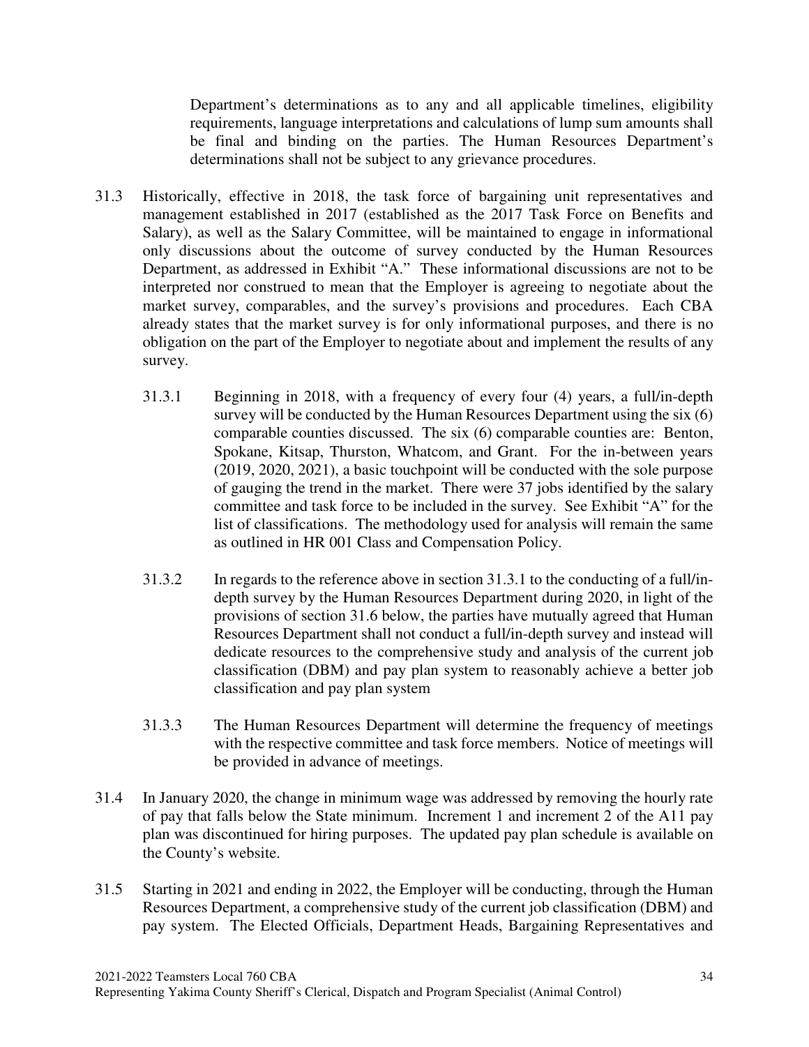Department's determinations as to any and all applicable timelines, eligibility requirements, language interpretations and calculations of lump sum amounts shall be final and binding on the parties. The Human Resources Department's determinations shall not be subject to any grievance procedures.

31.3 Historically, effective in 2018, the task force of bargaining unit representatives and management established in 2017 (established as the 2017 Task Force on Benefits and Salary), as well as the Salary Committee, will be maintained to engage in informational only discussions about the outcome of survey conducted by the Human Resources Department, as addressed in Exhibit "A." These informational discussions are not to be interpreted nor construed to mean that the Employer is agreeing to negotiate about the market survey, comparables, and the survey's provisions and procedures. Each CBA already states that the market survey is for only informational purposes, and there is no obligation on the part of the Employer to negotiate about and implement the results of any survey.

31.3.1 Beginning in 2018, with a frequency of every four (4) years, a full/in-depth survey will be conducted by the Human Resources Department using the six (6) comparable counties discussed. The six (6) comparable counties are: Benton, Spokane, Kitsap, Thurston, Whatcom, and Grant. For the in-between years (2019, 2020, 2021), a basic touchpoint will be conducted with the sole purpose of gauging the trend in the market. There were 37 jobs identified by the salary committee and task force to be included in the survey. See Exhibit "A" for the list of classifications. The methodology used for analysis will remain the same as outlined in HR 001 Class and Compensation Policy.

31.3.2 In regards to the reference above in section 31.3.1 to the conducting of a full/in-depth survey by the Human Resources Department during 2020, in light of the provisions of section 31.6 below, the parties have mutually agreed that Human Resources Department shall not conduct a full/in-depth survey and instead will dedicate resources to the comprehensive study and analysis of the current job classification (DBM) and pay plan system to reasonably achieve a better job classification and pay plan system

31.3.3 The Human Resources Department will determine the frequency of meetings with the respective committee and task force members. Notice of meetings will be provided in advance of meetings.

31.4 In January 2020, the change in minimum wage was addressed by removing the hourly rate of pay that falls below the State minimum. Increment 1 and increment 2 of the A11 pay plan was discontinued for hiring purposes. The updated pay plan schedule is available on the County's website.

31.5 Starting in 2021 and ending in 2022, the Employer will be conducting, through the Human Resources Department, a comprehensive study of the current job classification (DBM) and pay system. The Elected Officials, Department Heads, Bargaining Representatives and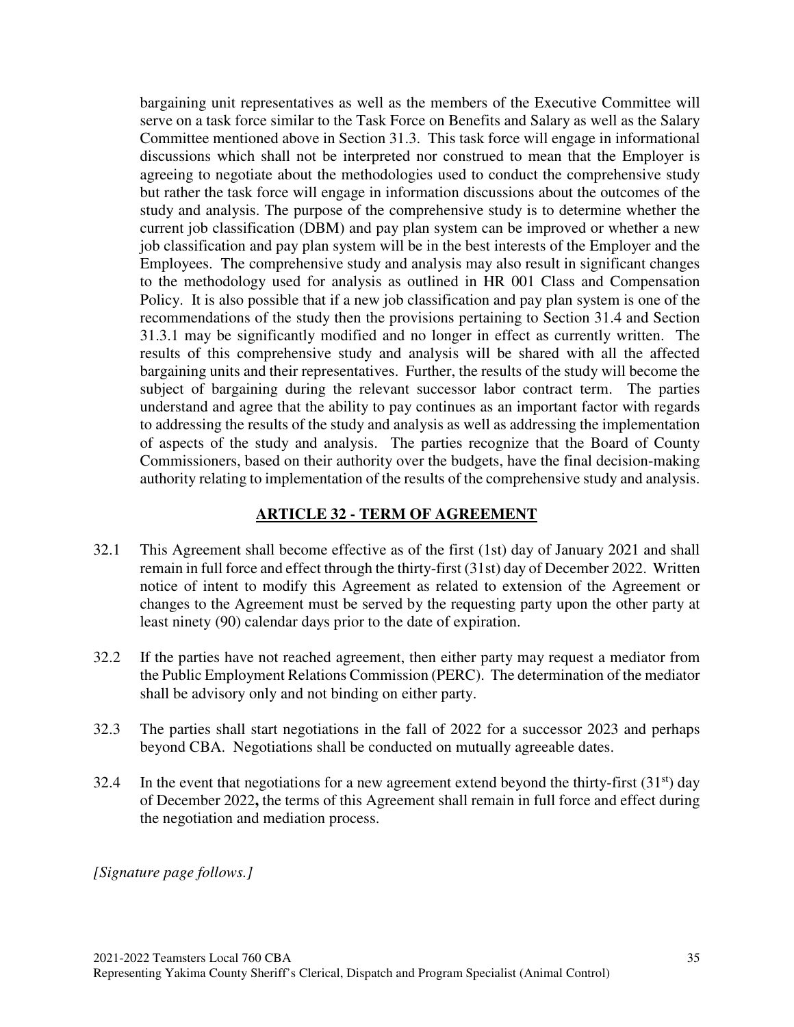bargaining unit representatives as well as the members of the Executive Committee will serve on a task force similar to the Task Force on Benefits and Salary as well as the Salary Committee mentioned above in Section 31.3. This task force will engage in informational discussions which shall not be interpreted nor construed to mean that the Employer is agreeing to negotiate about the methodologies used to conduct the comprehensive study but rather the task force will engage in information discussions about the outcomes of the study and analysis. The purpose of the comprehensive study is to determine whether the current job classification (DBM) and pay plan system can be improved or whether a new job classification and pay plan system will be in the best interests of the Employer and the Employees. The comprehensive study and analysis may also result in significant changes to the methodology used for analysis as outlined in HR 001 Class and Compensation Policy. It is also possible that if a new job classification and pay plan system is one of the recommendations of the study then the provisions pertaining to Section 31.4 and Section 31.3.1 may be significantly modified and no longer in effect as currently written. The results of this comprehensive study and analysis will be shared with all the affected bargaining units and their representatives. Further, the results of the study will become the subject of bargaining during the relevant successor labor contract term. The parties understand and agree that the ability to pay continues as an important factor with regards to addressing the results of the study and analysis as well as addressing the implementation of aspects of the study and analysis. The parties recognize that the Board of County Commissioners, based on their authority over the budgets, have the final decision-making authority relating to implementation of the results of the comprehensive study and analysis.

## ARTICLE 32 - TERM OF AGREEMENT

32.1 This Agreement shall become effective as of the first (1st) day of January 2021 and shall remain in full force and effect through the thirty-first (31st) day of December 2022. Written notice of intent to modify this Agreement as related to extension of the Agreement or changes to the Agreement must be served by the requesting party upon the other party at least ninety (90) calendar days prior to the date of expiration.

32.2 If the parties have not reached agreement, then either party may request a mediator from the Public Employment Relations Commission (PERC). The determination of the mediator shall be advisory only and not binding on either party.

32.3 The parties shall start negotiations in the fall of 2022 for a successor 2023 and perhaps beyond CBA. Negotiations shall be conducted on mutually agreeable dates.

32.4 In the event that negotiations for a new agreement extend beyond the thirty-first (31st) day of December 2022**,** the terms of this Agreement shall remain in full force and effect during the negotiation and mediation process.

*[Signature page follows.]*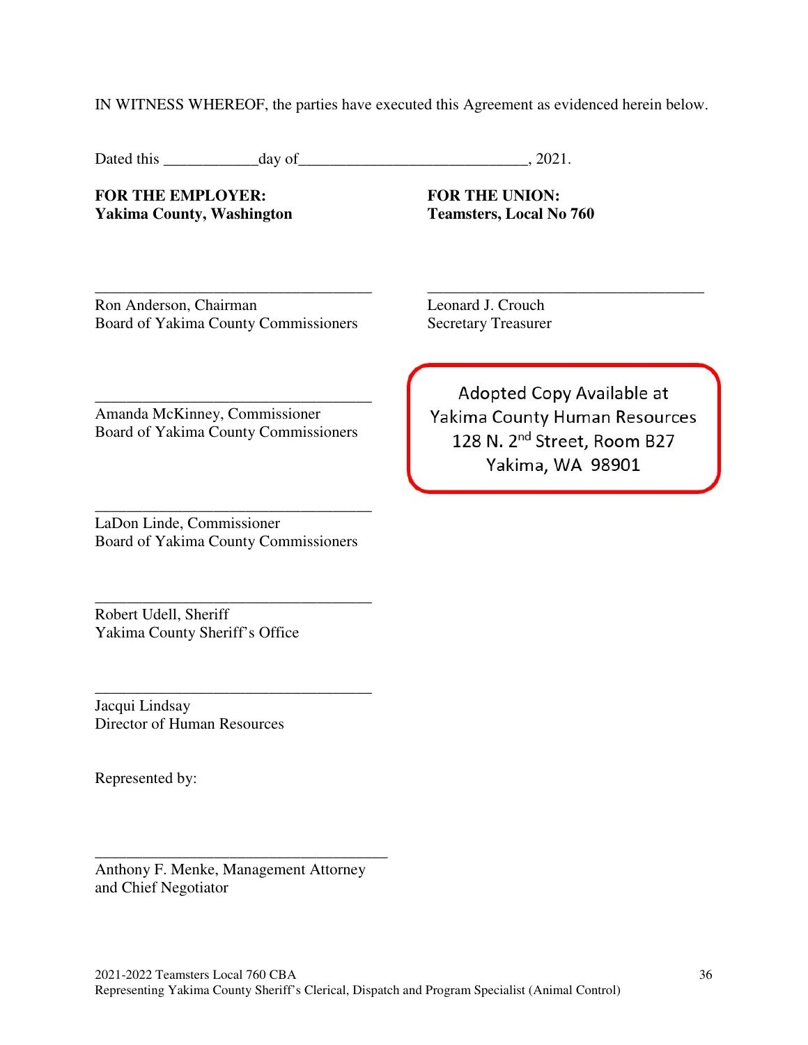IN WITNESS WHEREOF, the parties have executed this Agreement as evidenced herein below.

Dated this ____________day of_____________________________, 2021.

**FOR THE EMPLOYER:**
**Yakima County, Washington**

___________________________________
Ron Anderson, Chairman
Board of Yakima County Commissioners

___________________________________
Amanda McKinney, Commissioner
Board of Yakima County Commissioners

___________________________________
LaDon Linde, Commissioner
Board of Yakima County Commissioners

___________________________________
Robert Udell, Sheriff
Yakima County Sheriff's Office

___________________________________
Jacqui Lindsay
Director of Human Resources

Represented by:

_____________________________________
Anthony F. Menke, Management Attorney
and Chief Negotiator

**FOR THE UNION:**
**Teamsters, Local No 760**

___________________________________
Leonard J. Crouch
Secretary Treasurer

Adopted Copy Available at
Yakima County Human Resources
128 N. 2nd Street, Room B27
Yakima, WA 98901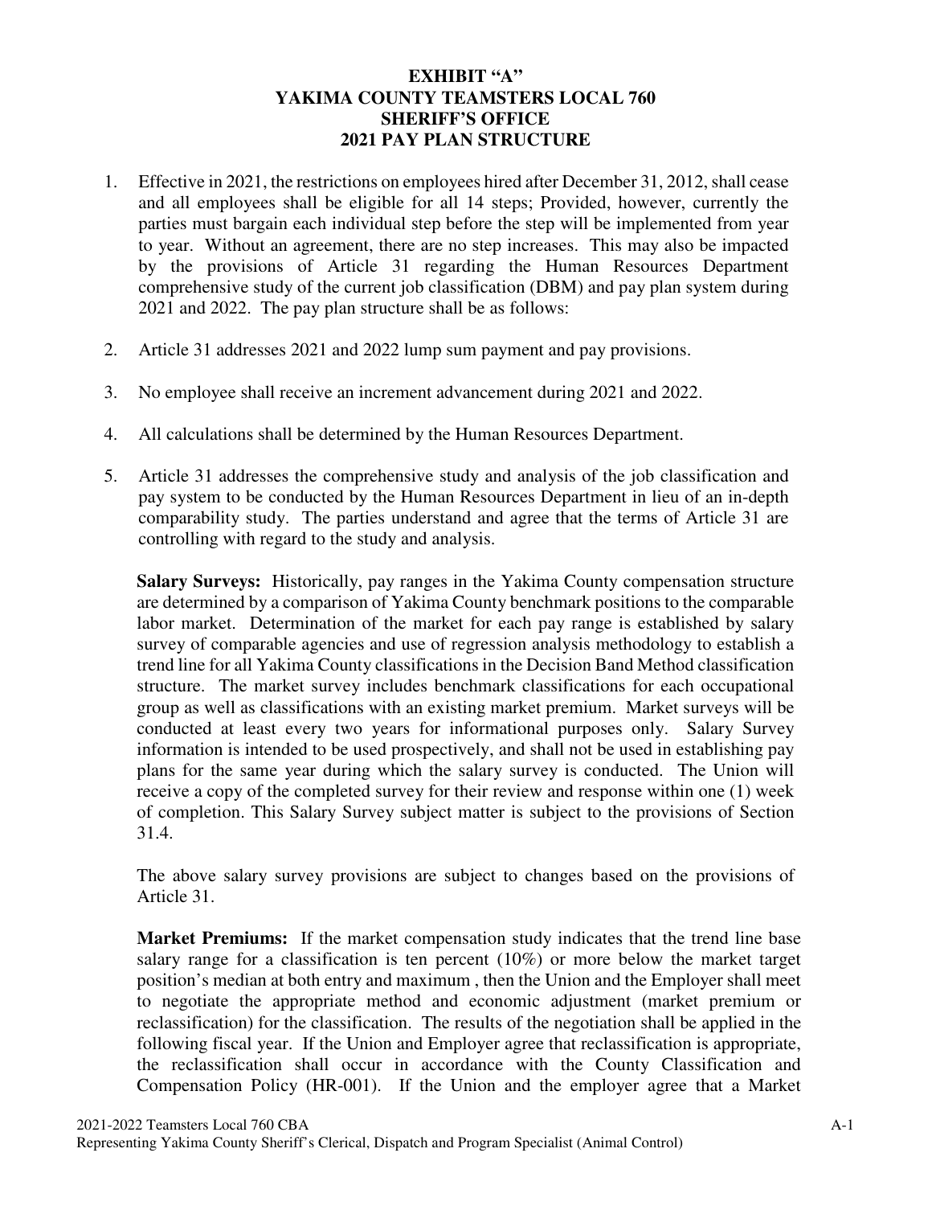# EXHIBIT "A"
# YAKIMA COUNTY TEAMSTERS LOCAL 760
# SHERIFF'S OFFICE
# 2021 PAY PLAN STRUCTURE

1. Effective in 2021, the restrictions on employees hired after December 31, 2012, shall cease and all employees shall be eligible for all 14 steps; Provided, however, currently the parties must bargain each individual step before the step will be implemented from year to year. Without an agreement, there are no step increases. This may also be impacted by the provisions of Article 31 regarding the Human Resources Department comprehensive study of the current job classification (DBM) and pay plan system during 2021 and 2022. The pay plan structure shall be as follows:

2. Article 31 addresses 2021 and 2022 lump sum payment and pay provisions.

3. No employee shall receive an increment advancement during 2021 and 2022.

4. All calculations shall be determined by the Human Resources Department.

5. Article 31 addresses the comprehensive study and analysis of the job classification and pay system to be conducted by the Human Resources Department in lieu of an in-depth comparability study. The parties understand and agree that the terms of Article 31 are controlling with regard to the study and analysis.

   **Salary Surveys:** Historically, pay ranges in the Yakima County compensation structure are determined by a comparison of Yakima County benchmark positions to the comparable labor market. Determination of the market for each pay range is established by salary survey of comparable agencies and use of regression analysis methodology to establish a trend line for all Yakima County classifications in the Decision Band Method classification structure. The market survey includes benchmark classifications for each occupational group as well as classifications with an existing market premium. Market surveys will be conducted at least every two years for informational purposes only. Salary Survey information is intended to be used prospectively, and shall not be used in establishing pay plans for the same year during which the salary survey is conducted. The Union will receive a copy of the completed survey for their review and response within one (1) week of completion. This Salary Survey subject matter is subject to the provisions of Section 31.4.

   The above salary survey provisions are subject to changes based on the provisions of Article 31.

   **Market Premiums:** If the market compensation study indicates that the trend line base salary range for a classification is ten percent (10%) or more below the market target position's median at both entry and maximum , then the Union and the Employer shall meet to negotiate the appropriate method and economic adjustment (market premium or reclassification) for the classification. The results of the negotiation shall be applied in the following fiscal year. If the Union and Employer agree that reclassification is appropriate, the reclassification shall occur in accordance with the County Classification and Compensation Policy (HR-001). If the Union and the employer agree that a Market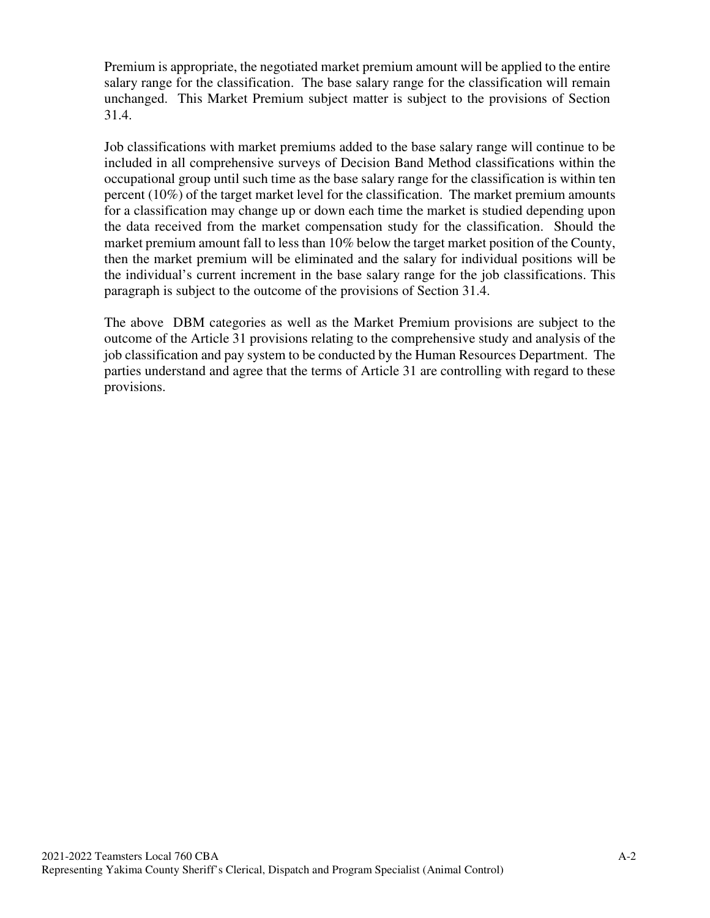Premium is appropriate, the negotiated market premium amount will be applied to the entire salary range for the classification. The base salary range for the classification will remain unchanged. This Market Premium subject matter is subject to the provisions of Section 31.4.

Job classifications with market premiums added to the base salary range will continue to be included in all comprehensive surveys of Decision Band Method classifications within the occupational group until such time as the base salary range for the classification is within ten percent (10%) of the target market level for the classification. The market premium amounts for a classification may change up or down each time the market is studied depending upon the data received from the market compensation study for the classification. Should the market premium amount fall to less than 10% below the target market position of the County, then the market premium will be eliminated and the salary for individual positions will be the individual's current increment in the base salary range for the job classifications. This paragraph is subject to the outcome of the provisions of Section 31.4.

The above DBM categories as well as the Market Premium provisions are subject to the outcome of the Article 31 provisions relating to the comprehensive study and analysis of the job classification and pay system to be conducted by the Human Resources Department. The parties understand and agree that the terms of Article 31 are controlling with regard to these provisions.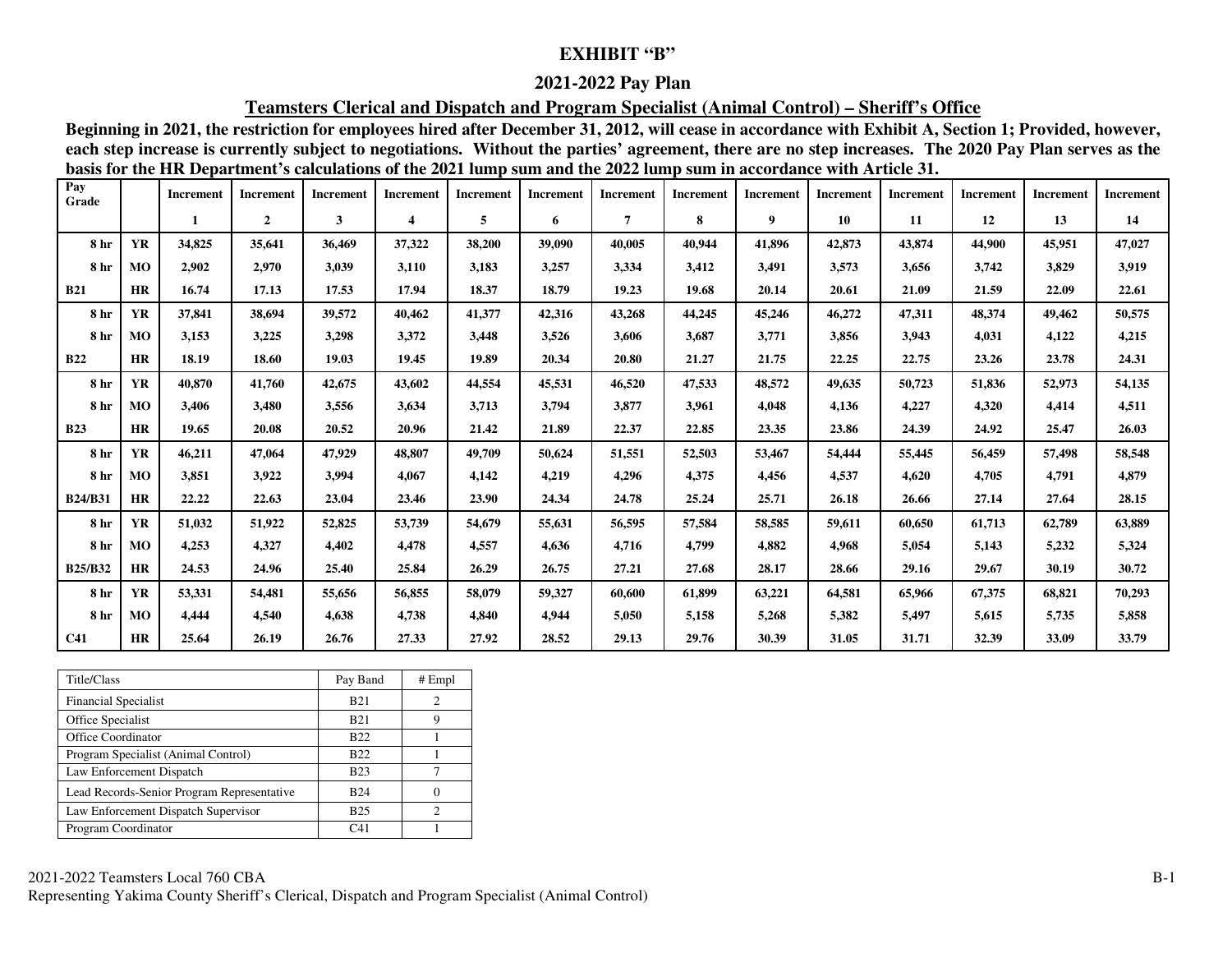# EXHIBIT "B"

## 2021-2022 Pay Plan

## Teamsters Clerical and Dispatch and Program Specialist (Animal Control) – Sheriff's Office

**Beginning in 2021, the restriction for employees hired after December 31, 2012, will cease in accordance with Exhibit A, Section 1; Provided, however, each step increase is currently subject to negotiations. Without the parties' agreement, there are no step increases. The 2020 Pay Plan serves as the basis for the HR Department's calculations of the 2021 lump sum and the 2022 lump sum in accordance with Article 31.**

| Pay Grade | | Increment 1 | Increment 2 | Increment 3 | Increment 4 | Increment 5 | Increment 6 | Increment 7 | Increment 8 | Increment 9 | Increment 10 | Increment 11 | Increment 12 | Increment 13 | Increment 14 |
|---|---|---|---|---|---|---|---|---|---|---|---|---|---|---|---|
| 8 hr | YR | 34,825 | 35,641 | 36,469 | 37,322 | 38,200 | 39,090 | 40,005 | 40,944 | 41,896 | 42,873 | 43,874 | 44,900 | 45,951 | 47,027 |
| 8 hr | MO | 2,902 | 2,970 | 3,039 | 3,110 | 3,183 | 3,257 | 3,334 | 3,412 | 3,491 | 3,573 | 3,656 | 3,742 | 3,829 | 3,919 |
| B21 | HR | 16.74 | 17.13 | 17.53 | 17.94 | 18.37 | 18.79 | 19.23 | 19.68 | 20.14 | 20.61 | 21.09 | 21.59 | 22.09 | 22.61 |
| 8 hr | YR | 37,841 | 38,694 | 39,572 | 40,462 | 41,377 | 42,316 | 43,268 | 44,245 | 45,246 | 46,272 | 47,311 | 48,374 | 49,462 | 50,575 |
| 8 hr | MO | 3,153 | 3,225 | 3,298 | 3,372 | 3,448 | 3,526 | 3,606 | 3,687 | 3,771 | 3,856 | 3,943 | 4,031 | 4,122 | 4,215 |
| B22 | HR | 18.19 | 18.60 | 19.03 | 19.45 | 19.89 | 20.34 | 20.80 | 21.27 | 21.75 | 22.25 | 22.75 | 23.26 | 23.78 | 24.31 |
| 8 hr | YR | 40,870 | 41,760 | 42,675 | 43,602 | 44,554 | 45,531 | 46,520 | 47,533 | 48,572 | 49,635 | 50,723 | 51,836 | 52,973 | 54,135 |
| 8 hr | MO | 3,406 | 3,480 | 3,556 | 3,634 | 3,713 | 3,794 | 3,877 | 3,961 | 4,048 | 4,136 | 4,227 | 4,320 | 4,414 | 4,511 |
| B23 | HR | 19.65 | 20.08 | 20.52 | 20.96 | 21.42 | 21.89 | 22.37 | 22.85 | 23.35 | 23.86 | 24.39 | 24.92 | 25.47 | 26.03 |
| 8 hr | YR | 46,211 | 47,064 | 47,929 | 48,807 | 49,709 | 50,624 | 51,551 | 52,503 | 53,467 | 54,444 | 55,445 | 56,459 | 57,498 | 58,548 |
| 8 hr | MO | 3,851 | 3,922 | 3,994 | 4,067 | 4,142 | 4,219 | 4,296 | 4,375 | 4,456 | 4,537 | 4,620 | 4,705 | 4,791 | 4,879 |
| B24/B31 | HR | 22.22 | 22.63 | 23.04 | 23.46 | 23.90 | 24.34 | 24.78 | 25.24 | 25.71 | 26.18 | 26.66 | 27.14 | 27.64 | 28.15 |
| 8 hr | YR | 51,032 | 51,922 | 52,825 | 53,739 | 54,679 | 55,631 | 56,595 | 57,584 | 58,585 | 59,611 | 60,650 | 61,713 | 62,789 | 63,889 |
| 8 hr | MO | 4,253 | 4,327 | 4,402 | 4,478 | 4,557 | 4,636 | 4,716 | 4,799 | 4,882 | 4,968 | 5,054 | 5,143 | 5,232 | 5,324 |
| B25/B32 | HR | 24.53 | 24.96 | 25.40 | 25.84 | 26.29 | 26.75 | 27.21 | 27.68 | 28.17 | 28.66 | 29.16 | 29.67 | 30.19 | 30.72 |
| 8 hr | YR | 53,331 | 54,481 | 55,656 | 56,855 | 58,079 | 59,327 | 60,600 | 61,899 | 63,221 | 64,581 | 65,966 | 67,375 | 68,821 | 70,293 |
| 8 hr | MO | 4,444 | 4,540 | 4,638 | 4,738 | 4,840 | 4,944 | 5,050 | 5,158 | 5,268 | 5,382 | 5,497 | 5,615 | 5,735 | 5,858 |
| C41 | HR | 25.64 | 26.19 | 26.76 | 27.33 | 27.92 | 28.52 | 29.13 | 29.76 | 30.39 | 31.05 | 31.71 | 32.39 | 33.09 | 33.79 |

| Title/Class | Pay Band | # Empl |
|---|---|---|
| Financial Specialist | B21 | 2 |
| Office Specialist | B21 | 9 |
| Office Coordinator | B22 | 1 |
| Program Specialist (Animal Control) | B22 | 1 |
| Law Enforcement Dispatch | B23 | 7 |
| Lead Records-Senior Program Representative | B24 | 0 |
| Law Enforcement Dispatch Supervisor | B25 | 2 |
| Program Coordinator | C41 | 1 |